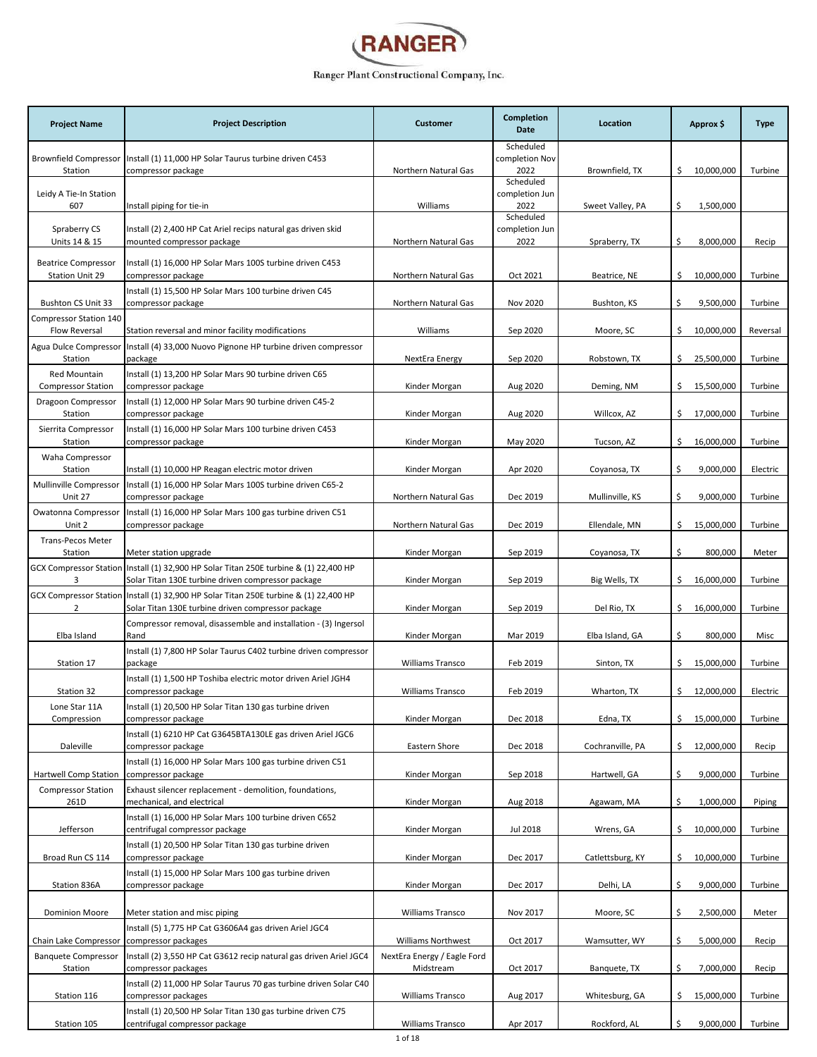# RANGER

Ranger Plant Constructional Company, Inc.

| Project Name | Project Description | Customer | Completion Date | Location | Approx $ | Type |
|---|---|---|---|---|---|---|
| Brownfield Compressor Station | Install (1) 11,000 HP Solar Taurus turbine driven C453 compressor package | Northern Natural Gas | Scheduled completion Nov 2022 | Brownfield, TX | $ 10,000,000 | Turbine |
| Leidy A Tie-In Station 607 | Install piping for tie-in | Williams | Scheduled completion Jun 2022 | Sweet Valley, PA | $ 1,500,000 | |
| Spraberry CS Units 14 & 15 | Install (2) 2,400 HP Cat Ariel recips natural gas driven skid mounted compressor package | Northern Natural Gas | Scheduled completion Jun 2022 | Spraberry, TX | $ 8,000,000 | Recip |
| Beatrice Compressor Station Unit 29 | Install (1) 16,000 HP Solar Mars 100S turbine driven C453 compressor package | Northern Natural Gas | Oct 2021 | Beatrice, NE | $ 10,000,000 | Turbine |
| Bushton CS Unit 33 | Install (1) 15,500 HP Solar Mars 100 turbine driven C45 compressor package | Northern Natural Gas | Nov 2020 | Bushton, KS | $ 9,500,000 | Turbine |
| Compressor Station 140 Flow Reversal | Station reversal and minor facility modifications | Williams | Sep 2020 | Moore, SC | $ 10,000,000 | Reversal |
| Agua Dulce Compressor Station | Install (4) 33,000 Nuovo Pignone HP turbine driven compressor package | NextEra Energy | Sep 2020 | Robstown, TX | $ 25,500,000 | Turbine |
| Red Mountain Compressor Station | Install (1) 13,200 HP Solar Mars 90 turbine driven C65 compressor package | Kinder Morgan | Aug 2020 | Deming, NM | $ 15,500,000 | Turbine |
| Dragoon Compressor Station | Install (1) 12,000 HP Solar Mars 90 turbine driven C45-2 compressor package | Kinder Morgan | Aug 2020 | Willcox, AZ | $ 17,000,000 | Turbine |
| Sierrita Compressor Station | Install (1) 16,000 HP Solar Mars 100 turbine driven C453 compressor package | Kinder Morgan | May 2020 | Tucson, AZ | $ 16,000,000 | Turbine |
| Waha Compressor Station | Install (1) 10,000 HP Reagan electric motor driven | Kinder Morgan | Apr 2020 | Coyanosa, TX | $ 9,000,000 | Electric |
| Mullinville Compressor Unit 27 | Install (1) 16,000 HP Solar Mars 100S turbine driven C65-2 compressor package | Northern Natural Gas | Dec 2019 | Mullinville, KS | $ 9,000,000 | Turbine |
| Owatonna Compressor Unit 2 | Install (1) 16,000 HP Solar Mars 100 gas turbine driven C51 compressor package | Northern Natural Gas | Dec 2019 | Ellendale, MN | $ 15,000,000 | Turbine |
| Trans-Pecos Meter Station | Meter station upgrade | Kinder Morgan | Sep 2019 | Coyanosa, TX | $ 800,000 | Meter |
| GCX Compressor Station 3 | Install (1) 32,900 HP Solar Titan 250E turbine & (1) 22,400 HP Solar Titan 130E turbine driven compressor package | Kinder Morgan | Sep 2019 | Big Wells, TX | $ 16,000,000 | Turbine |
| GCX Compressor Station 2 | Install (1) 32,900 HP Solar Titan 250E turbine & (1) 22,400 HP Solar Titan 130E turbine driven compressor package | Kinder Morgan | Sep 2019 | Del Rio, TX | $ 16,000,000 | Turbine |
| Elba Island | Compressor removal, disassemble and installation - (3) Ingersol Rand | Kinder Morgan | Mar 2019 | Elba Island, GA | $ 800,000 | Misc |
| Station 17 | Install (1) 7,800 HP Solar Taurus C402 turbine driven compressor package | Williams Transco | Feb 2019 | Sinton, TX | $ 15,000,000 | Turbine |
| Station 32 | Install (1) 1,500 HP Toshiba electric motor driven Ariel JGH4 compressor package | Williams Transco | Feb 2019 | Wharton, TX | $ 12,000,000 | Electric |
| Lone Star 11A Compression | Install (1) 20,500 HP Solar Titan 130 gas turbine driven compressor package | Kinder Morgan | Dec 2018 | Edna, TX | $ 15,000,000 | Turbine |
| Daleville | Install (1) 6210 HP Cat G3645BTA130LE gas driven Ariel JGC6 compressor package | Eastern Shore | Dec 2018 | Cochranville, PA | $ 12,000,000 | Recip |
| Hartwell Comp Station | Install (1) 16,000 HP Solar Mars 100 gas turbine driven C51 compressor package | Kinder Morgan | Sep 2018 | Hartwell, GA | $ 9,000,000 | Turbine |
| Compressor Station 261D | Exhaust silencer replacement - demolition, foundations, mechanical, and electrical | Kinder Morgan | Aug 2018 | Agawam, MA | $ 1,000,000 | Piping |
| Jefferson | Install (1) 16,000 HP Solar Mars 100 turbine driven C652 centrifugal compressor package | Kinder Morgan | Jul 2018 | Wrens, GA | $ 10,000,000 | Turbine |
| Broad Run CS 114 | Install (1) 20,500 HP Solar Titan 130 gas turbine driven compressor package | Kinder Morgan | Dec 2017 | Catlettsburg, KY | $ 10,000,000 | Turbine |
| Station 836A | Install (1) 15,000 HP Solar Mars 100 gas turbine driven compressor package | Kinder Morgan | Dec 2017 | Delhi, LA | $ 9,000,000 | Turbine |
| Dominion Moore | Meter station and misc piping | Williams Transco | Nov 2017 | Moore, SC | $ 2,500,000 | Meter |
| Chain Lake Compressor | Install (5) 1,775 HP Cat G3606A4 gas driven Ariel JGC4 compressor packages | Williams Northwest | Oct 2017 | Wamsutter, WY | $ 5,000,000 | Recip |
| Banquete Compressor Station | Install (2) 3,550 HP Cat G3612 recip natural gas driven Ariel JGC4 compressor packages | NextEra Energy / Eagle Ford Midstream | Oct 2017 | Banquete, TX | $ 7,000,000 | Recip |
| Station 116 | Install (2) 11,000 HP Solar Taurus 70 gas turbine driven Solar C40 compressor packages | Williams Transco | Aug 2017 | Whitesburg, GA | $ 15,000,000 | Turbine |
| Station 105 | Install (1) 20,500 HP Solar Titan 130 gas turbine driven C75 centrifugal compressor package | Williams Transco | Apr 2017 | Rockford, AL | $ 9,000,000 | Turbine |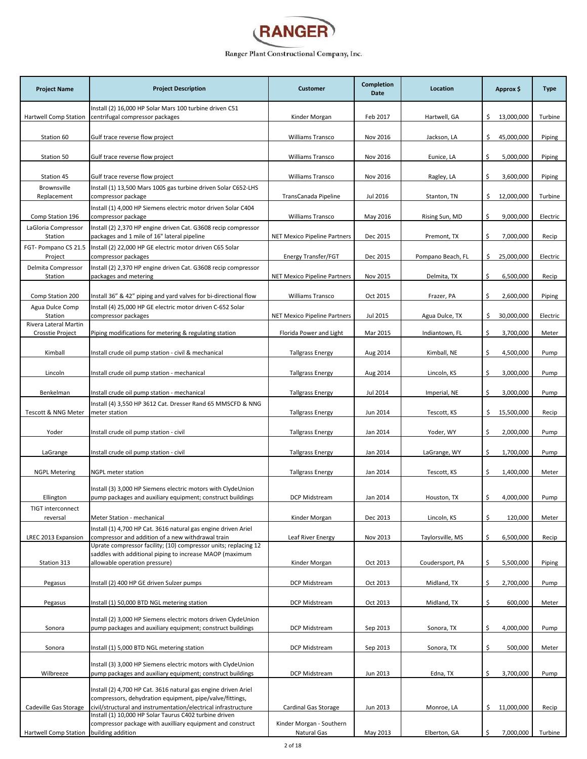# RANGER

Ranger Plant Constructional Company, Inc.

| Project Name | Project Description | Customer | Completion Date | Location | Approx $ | Type |
|---|---|---|---|---|---|---|
| Hartwell Comp Station | Install (2) 16,000 HP Solar Mars 100 turbine driven C51 centrifugal compressor packages | Kinder Morgan | Feb 2017 | Hartwell, GA | $ 13,000,000 | Turbine |
| Station 60 | Gulf trace reverse flow project | Williams Transco | Nov 2016 | Jackson, LA | $ 45,000,000 | Piping |
| Station 50 | Gulf trace reverse flow project | Williams Transco | Nov 2016 | Eunice, LA | $ 5,000,000 | Piping |
| Station 45 | Gulf trace reverse flow project | Williams Transco | Nov 2016 | Ragley, LA | $ 3,600,000 | Piping |
| Brownsville Replacement | Install (1) 13,500 Mars 100S gas turbine driven Solar C652-LHS compressor package | TransCanada Pipeline | Jul 2016 | Stanton, TN | $ 12,000,000 | Turbine |
| Comp Station 196 | Install (1) 4,000 HP Siemens electric motor driven Solar C404 compressor package | Williams Transco | May 2016 | Rising Sun, MD | $ 9,000,000 | Electric |
| LaGloria Compressor Station | Install (2) 2,370 HP engine driven Cat. G3608 recip compressor packages and 1 mile of 16" lateral pipeline | NET Mexico Pipeline Partners | Dec 2015 | Premont, TX | $ 7,000,000 | Recip |
| FGT- Pompano CS 21.5 Project | Install (2) 22,000 HP GE electric motor driven C65 Solar compressor packages | Energy Transfer/FGT | Dec 2015 | Pompano Beach, FL | $ 25,000,000 | Electric |
| Delmita Compressor Station | Install (2) 2,370 HP engine driven Cat. G3608 recip compressor packages and metering | NET Mexico Pipeline Partners | Nov 2015 | Delmita, TX | $ 6,500,000 | Recip |
| Comp Station 200 | Install 36" & 42" piping and yard valves for bi-directional flow | Williams Transco | Oct 2015 | Frazer, PA | $ 2,600,000 | Piping |
| Agua Dulce Comp Station | Install (4) 25,000 HP GE electric motor driven C-652 Solar compressor packages | NET Mexico Pipeline Partners | Jul 2015 | Agua Dulce, TX | $ 30,000,000 | Electric |
| Rivera Lateral Martin Crosstie Project | Piping modifications for metering & regulating station | Florida Power and Light | Mar 2015 | Indiantown, FL | $ 3,700,000 | Meter |
| Kimball | Install crude oil pump station - civil & mechanical | Tallgrass Energy | Aug 2014 | Kimball, NE | $ 4,500,000 | Pump |
| Lincoln | Install crude oil pump station - mechanical | Tallgrass Energy | Aug 2014 | Lincoln, KS | $ 3,000,000 | Pump |
| Benkelman | Install crude oil pump station - mechanical | Tallgrass Energy | Jul 2014 | Imperial, NE | $ 3,000,000 | Pump |
| Tescott & NNG Meter | Install (4) 3,550 HP 3612 Cat. Dresser Rand 65 MMSCFD & NNG meter station | Tallgrass Energy | Jun 2014 | Tescott, KS | $ 15,500,000 | Recip |
| Yoder | Install crude oil pump station - civil | Tallgrass Energy | Jan 2014 | Yoder, WY | $ 2,000,000 | Pump |
| LaGrange | Install crude oil pump station - civil | Tallgrass Energy | Jan 2014 | LaGrange, WY | $ 1,700,000 | Pump |
| NGPL Metering | NGPL meter station | Tallgrass Energy | Jan 2014 | Tescott, KS | $ 1,400,000 | Meter |
| Ellington | Install (3) 3,000 HP Siemens electric motors with ClydeUnion pump packages and auxiliary equipment; construct buildings | DCP Midstream | Jan 2014 | Houston, TX | $ 4,000,000 | Pump |
| TIGT interconnect reversal | Meter Station - mechanical | Kinder Morgan | Dec 2013 | Lincoln, KS | $ 120,000 | Meter |
| LREC 2013 Expansion | Install (1) 4,700 HP Cat. 3616 natural gas engine driven Ariel compressor and addition of a new withdrawal train | Leaf River Energy | Nov 2013 | Taylorsville, MS | $ 6,500,000 | Recip |
| Station 313 | Uprate compressor facility; (10) compressor units; replacing 12 saddles with additional piping to increase MAOP (maximum allowable operation pressure) | Kinder Morgan | Oct 2013 | Coudersport, PA | $ 5,500,000 | Piping |
| Pegasus | Install (2) 400 HP GE driven Sulzer pumps | DCP Midstream | Oct 2013 | Midland, TX | $ 2,700,000 | Pump |
| Pegasus | Install (1) 50,000 BTD NGL metering station | DCP Midstream | Oct 2013 | Midland, TX | $ 600,000 | Meter |
| Sonora | Install (2) 3,000 HP Siemens electric motors driven ClydeUnion pump packages and auxiliary equipment; construct buildings | DCP Midstream | Sep 2013 | Sonora, TX | $ 4,000,000 | Pump |
| Sonora | Install (1) 5,000 BTD NGL metering station | DCP Midstream | Sep 2013 | Sonora, TX | $ 500,000 | Meter |
| Wilbreeze | Install (3) 3,000 HP Siemens electric motors with ClydeUnion pump packages and auxiliary equipment; construct buildings | DCP Midstream | Jun 2013 | Edna, TX | $ 3,700,000 | Pump |
| Cadeville Gas Storage | Install (2) 4,700 HP Cat. 3616 natural gas engine driven Ariel compressors, dehydration equipment, pipe/valve/fittings, civil/structural and instrumentation/electrical infrastructure | Cardinal Gas Storage | Jun 2013 | Monroe, LA | $ 11,000,000 | Recip |
| Hartwell Comp Station | Install (1) 10,000 HP Solar Taurus C402 turbine driven compressor package with auxilliary equipment and construct building addition | Kinder Morgan - Southern Natural Gas | May 2013 | Elberton, GA | $ 7,000,000 | Turbine |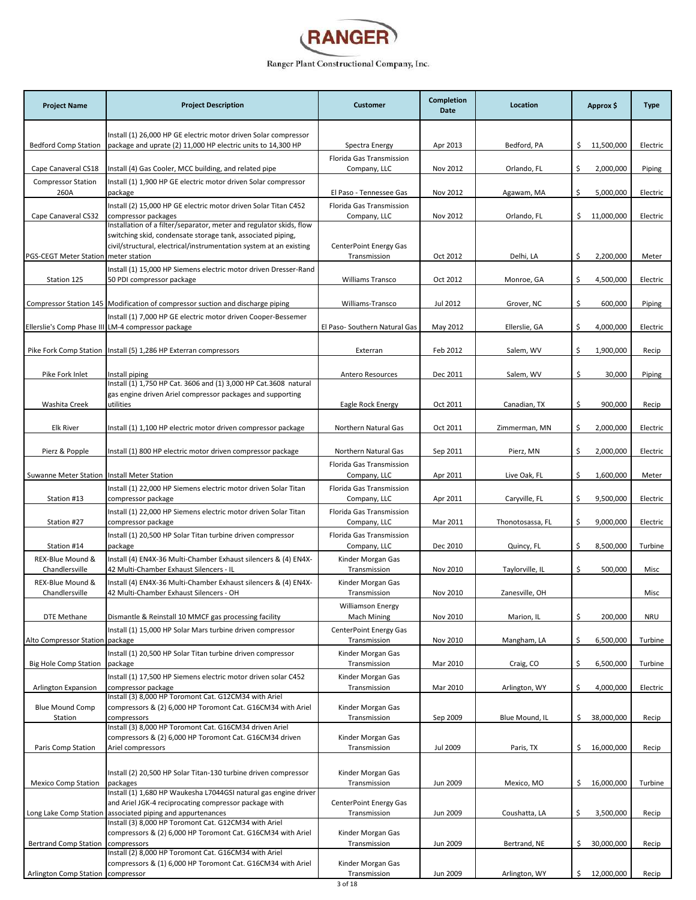# RANGER

Ranger Plant Constructional Company, Inc.

| Project Name | Project Description | Customer | Completion Date | Location | Approx $ | Type |
|---|---|---|---|---|---|---|
| Bedford Comp Station | Install (1) 26,000 HP GE electric motor driven Solar compressor package and uprate (2) 11,000 HP electric units to 14,300 HP | Spectra Energy | Apr 2013 | Bedford, PA | $ 11,500,000 | Electric |
| Cape Canaveral CS18 | Install (4) Gas Cooler, MCC building, and related pipe | Florida Gas Transmission Company, LLC | Nov 2012 | Orlando, FL | $ 2,000,000 | Piping |
| Compressor Station 260A | Install (1) 1,900 HP GE electric motor driven Solar compressor package | El Paso - Tennessee Gas | Nov 2012 | Agawam, MA | $ 5,000,000 | Electric |
| Cape Canaveral CS32 | Install (2) 15,000 HP GE electric motor driven Solar Titan C452 compressor packages | Florida Gas Transmission Company, LLC | Nov 2012 | Orlando, FL | $ 11,000,000 | Electric |
| PGS-CEGT Meter Station | Installation of a filter/separator, meter and regulator skids, flow switching skid, condensate storage tank, associated piping, civil/structural, electrical/instrumentation system at an existing meter station | CenterPoint Energy Gas Transmission | Oct 2012 | Delhi, LA | $ 2,200,000 | Meter |
| Station 125 | Install (1) 15,000 HP Siemens electric motor driven Dresser-Rand 50 PDI compressor package | Williams Transco | Oct 2012 | Monroe, GA | $ 4,500,000 | Electric |
| Compressor Station 145 | Modification of compressor suction and discharge piping | Williams-Transco | Jul 2012 | Grover, NC | $ 600,000 | Piping |
| Ellerslie's Comp Phase III | Install (1) 7,000 HP GE electric motor driven Cooper-Bessemer LM-4 compressor package | El Paso- Southern Natural Gas | May 2012 | Ellerslie, GA | $ 4,000,000 | Electric |
| Pike Fork Comp Station | Install (5) 1,286 HP Exterran compressors | Exterran | Feb 2012 | Salem, WV | $ 1,900,000 | Recip |
| Pike Fork Inlet | Install piping | Antero Resources | Dec 2011 | Salem, WV | $ 30,000 | Piping |
| Washita Creek | Install (1) 1,750 HP Cat. 3606 and (1) 3,000 HP Cat.3608 natural gas engine driven Ariel compressor packages and supporting utilities | Eagle Rock Energy | Oct 2011 | Canadian, TX | $ 900,000 | Recip |
| Elk River | Install (1) 1,100 HP electric motor driven compressor package | Northern Natural Gas | Oct 2011 | Zimmerman, MN | $ 2,000,000 | Electric |
| Pierz & Popple | Install (1) 800 HP electric motor driven compressor package | Northern Natural Gas | Sep 2011 | Pierz, MN | $ 2,000,000 | Electric |
| Suwanne Meter Station | Install Meter Station | Florida Gas Transmission Company, LLC | Apr 2011 | Live Oak, FL | $ 1,600,000 | Meter |
| Station #13 | Install (1) 22,000 HP Siemens electric motor driven Solar Titan compressor package | Florida Gas Transmission Company, LLC | Apr 2011 | Caryville, FL | $ 9,500,000 | Electric |
| Station #27 | Install (1) 22,000 HP Siemens electric motor driven Solar Titan compressor package | Florida Gas Transmission Company, LLC | Mar 2011 | Thonotosassa, FL | $ 9,000,000 | Electric |
| Station #14 | Install (1) 20,500 HP Solar Titan turbine driven compressor package | Florida Gas Transmission Company, LLC | Dec 2010 | Quincy, FL | $ 8,500,000 | Turbine |
| REX-Blue Mound & Chandlersville | Install (4) EN4X-36 Multi-Chamber Exhaust silencers & (4) EN4X-42 Multi-Chamber Exhaust Silencers - IL | Kinder Morgan Gas Transmission | Nov 2010 | Taylorville, IL | $ 500,000 | Misc |
| REX-Blue Mound & Chandlersville | Install (4) EN4X-36 Multi-Chamber Exhaust silencers & (4) EN4X-42 Multi-Chamber Exhaust Silencers - OH | Kinder Morgan Gas Transmission | Nov 2010 | Zanesville, OH | | Misc |
| DTE Methane | Dismantle & Reinstall 10 MMCF gas processing facility | Williamson Energy Mach Mining | Nov 2010 | Marion, IL | $ 200,000 | NRU |
| Alto Compressor Station | Install (1) 15,000 HP Solar Mars turbine driven compressor package | CenterPoint Energy Gas Transmission | Nov 2010 | Mangham, LA | $ 6,500,000 | Turbine |
| Big Hole Comp Station | Install (1) 20,500 HP Solar Titan turbine driven compressor package | Kinder Morgan Gas Transmission | Mar 2010 | Craig, CO | $ 6,500,000 | Turbine |
| Arlington Expansion | Install (1) 17,500 HP Siemens electric motor driven solar C452 compressor package | Kinder Morgan Gas Transmission | Mar 2010 | Arlington, WY | $ 4,000,000 | Electric |
| Blue Mound Comp Station | Install (3) 8,000 HP Toromont Cat. G12CM34 with Ariel compressors & (2) 6,000 HP Toromont Cat. G16CM34 with Ariel compressors | Kinder Morgan Gas Transmission | Sep 2009 | Blue Mound, IL | $ 38,000,000 | Recip |
| Paris Comp Station | Install (3) 8,000 HP Toromont Cat. G16CM34 driven Ariel compressors & (2) 6,000 HP Toromont Cat. G16CM34 driven Ariel compressors | Kinder Morgan Gas Transmission | Jul 2009 | Paris, TX | $ 16,000,000 | Recip |
| Mexico Comp Station | Install (2) 20,500 HP Solar Titan-130 turbine driven compressor packages | Kinder Morgan Gas Transmission | Jun 2009 | Mexico, MO | $ 16,000,000 | Turbine |
| Long Lake Comp Station | Install (1) 1,680 HP Waukesha L7044GSI natural gas engine driver and Ariel JGK-4 reciprocating compressor package with associated piping and appurtenances | CenterPoint Energy Gas Transmission | Jun 2009 | Coushatta, LA | $ 3,500,000 | Recip |
| Bertrand Comp Station | Install (3) 8,000 HP Toromont Cat. G12CM34 with Ariel compressors & (2) 6,000 HP Toromont Cat. G16CM34 with Ariel compressors | Kinder Morgan Gas Transmission | Jun 2009 | Bertrand, NE | $ 30,000,000 | Recip |
| Arlington Comp Station | Install (2) 8,000 HP Toromont Cat. G16CM34 with Ariel compressors & (1) 6,000 HP Toromont Cat. G16CM34 with Ariel compressor | Kinder Morgan Gas Transmission | Jun 2009 | Arlington, WY | $ 12,000,000 | Recip |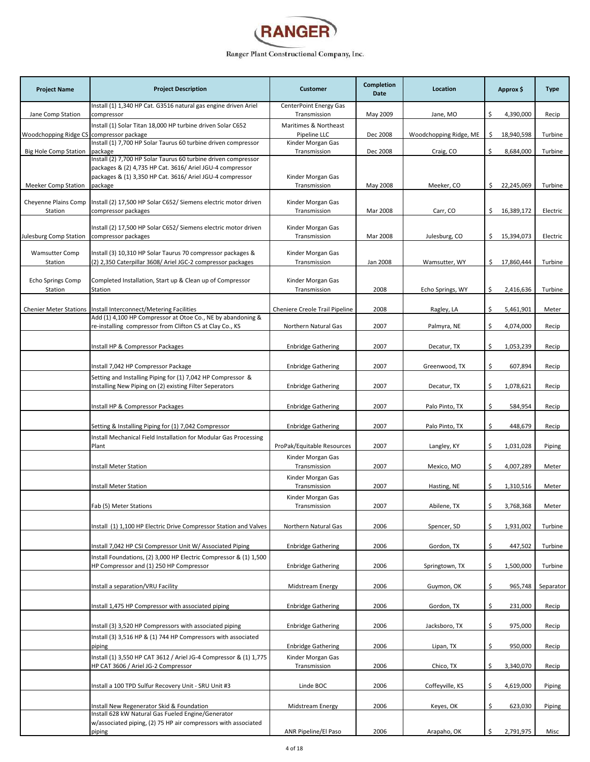# RANGER

Ranger Plant Constructional Company, Inc.

| Project Name | Project Description | Customer | Completion Date | Location | Approx $ | Type |
|---|---|---|---|---|---|---|
| Jane Comp Station | Install (1) 1,340 HP Cat. G3516 natural gas engine driven Ariel compressor | CenterPoint Energy Gas Transmission | May 2009 | Jane, MO | $ 4,390,000 | Recip |
| Woodchopping Ridge CS | Install (1) Solar Titan 18,000 HP turbine driven Solar C652 compressor package | Maritimes & Northeast Pipeline LLC | Dec 2008 | Woodchopping Ridge, ME | $ 18,940,598 | Turbine |
| Big Hole Comp Station | Install (1) 7,700 HP Solar Taurus 60 turbine driven compressor package | Kinder Morgan Gas Transmission | Dec 2008 | Craig, CO | $ 8,684,000 | Turbine |
| Meeker Comp Station | Install (2) 7,700 HP Solar Taurus 60 turbine driven compressor packages & (2) 4,735 HP Cat. 3616/ Ariel JGU-4 compressor packages & (1) 3,350 HP Cat. 3616/ Ariel JGU-4 compressor package | Kinder Morgan Gas Transmission | May 2008 | Meeker, CO | $ 22,245,069 | Turbine |
| Cheyenne Plains Comp Station | Install (2) 17,500 HP Solar C652/ Siemens electric motor driven compressor packages | Kinder Morgan Gas Transmission | Mar 2008 | Carr, CO | $ 16,389,172 | Electric |
| Julesburg Comp Station | Install (2) 17,500 HP Solar C652/ Siemens electric motor driven compressor packages | Kinder Morgan Gas Transmission | Mar 2008 | Julesburg, CO | $ 15,394,073 | Electric |
| Wamsutter Comp Station | Install (3) 10,310 HP Solar Taurus 70 compressor packages & (2) 2,350 Caterpillar 3608/ Ariel JGC-2 compressor packages | Kinder Morgan Gas Transmission | Jan 2008 | Wamsutter, WY | $ 17,860,444 | Turbine |
| Echo Springs Comp Station | Completed Installation, Start up & Clean up of Compressor Station | Kinder Morgan Gas Transmission | 2008 | Echo Springs, WY | $ 2,416,636 | Turbine |
| Chenier Meter Stations | Install Interconnect/Metering Facilities | Cheniere Creole Trail Pipeline | 2008 | Ragley, LA | $ 5,461,901 | Meter |
| | Add (1) 4,100 HP Compressor at Otoe Co., NE by abandoning & re-installing compressor from Clifton CS at Clay Co., KS | Northern Natural Gas | 2007 | Palmyra, NE | $ 4,074,000 | Recip |
| | Install HP & Compressor Packages | Enbridge Gathering | 2007 | Decatur, TX | $ 1,053,239 | Recip |
| | Install 7,042 HP Compressor Package | Enbridge Gathering | 2007 | Greenwood, TX | $ 607,894 | Recip |
| | Setting and Installing Piping for (1) 7,042 HP Compressor & Installing New Piping on (2) existing Filter Seperators | Enbridge Gathering | 2007 | Decatur, TX | $ 1,078,621 | Recip |
| | Install HP & Compressor Packages | Enbridge Gathering | 2007 | Palo Pinto, TX | $ 584,954 | Recip |
| | Setting & Installing Piping for (1) 7,042 Compressor | Enbridge Gathering | 2007 | Palo Pinto, TX | $ 448,679 | Recip |
| | Install Mechanical Field Installation for Modular Gas Processing Plant | ProPak/Equitable Resources | 2007 | Langley, KY | $ 1,031,028 | Piping |
| | Install Meter Station | Kinder Morgan Gas Transmission | 2007 | Mexico, MO | $ 4,007,289 | Meter |
| | Install Meter Station | Kinder Morgan Gas Transmission | 2007 | Hasting, NE | $ 1,310,516 | Meter |
| | Fab (5) Meter Stations | Kinder Morgan Gas Transmission | 2007 | Abilene, TX | $ 3,768,368 | Meter |
| | Install (1) 1,100 HP Electric Drive Compressor Station and Valves | Northern Natural Gas | 2006 | Spencer, SD | $ 1,931,002 | Turbine |
| | Install 7,042 HP CSI Compressor Unit W/ Associated Piping | Enbridge Gathering | 2006 | Gordon, TX | $ 447,502 | Turbine |
| | Install Foundations, (2) 3,000 HP Electric Compressor & (1) 1,500 HP Compressor and (1) 250 HP Compressor | Enbridge Gathering | 2006 | Springtown, TX | $ 1,500,000 | Turbine |
| | Install a separation/VRU Facility | Midstream Energy | 2006 | Guymon, OK | $ 965,748 | Separator |
| | Install 1,475 HP Compressor with associated piping | Enbridge Gathering | 2006 | Gordon, TX | $ 231,000 | Recip |
| | Install (3) 3,520 HP Compressors with associated piping | Enbridge Gathering | 2006 | Jacksboro, TX | $ 975,000 | Recip |
| | Install (3) 3,516 HP & (1) 744 HP Compressors with associated piping | Enbridge Gathering | 2006 | Lipan, TX | $ 950,000 | Recip |
| | Install (1) 3,550 HP CAT 3612 / Ariel JG-4 Compressor & (1) 1,775 HP CAT 3606 / Ariel JG-2 Compressor | Kinder Morgan Gas Transmission | 2006 | Chico, TX | $ 3,340,070 | Recip |
| | Install a 100 TPD Sulfur Recovery Unit - SRU Unit #3 | Linde BOC | 2006 | Coffeyville, KS | $ 4,619,000 | Piping |
| | Install New Regenerator Skid & Foundation | Midstream Energy | 2006 | Keyes, OK | $ 623,030 | Piping |
| | Install 628 kW Natural Gas Fueled Engine/Generator w/associated piping, (2) 75 HP air compressors with associated piping | ANR Pipeline/El Paso | 2006 | Arapaho, OK | $ 2,791,975 | Misc |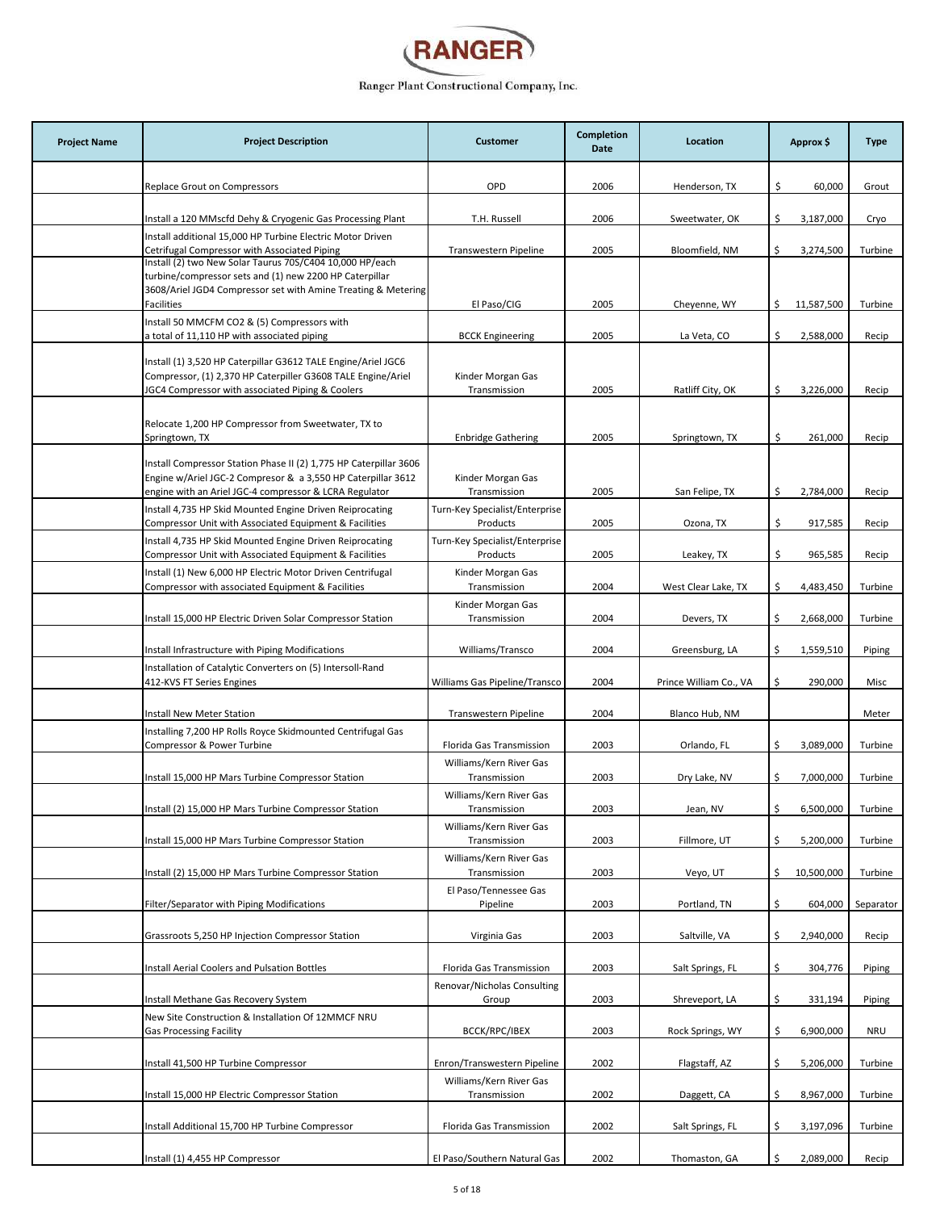# RANGER

Ranger Plant Constructional Company, Inc.

| Project Name | Project Description | Customer | Completion Date | Location | Approx $ | Type |
|---|---|---|---|---|---|---|
| | Replace Grout on Compressors | OPD | 2006 | Henderson, TX | $ 60,000 | Grout |
| | Install a 120 MMscfd Dehy & Cryogenic Gas Processing Plant | T.H. Russell | 2006 | Sweetwater, OK | $ 3,187,000 | Cryo |
| | Install additional 15,000 HP Turbine Electric Motor Driven Cetrifugal Compressor with Associated Piping | Transwestern Pipeline | 2005 | Bloomfield, NM | $ 3,274,500 | Turbine |
| | Install (2) two New Solar Taurus 70S/C404 10,000 HP/each turbine/compressor sets and (1) new 2200 HP Caterpillar 3608/Ariel JGD4 Compressor set with Amine Treating & Metering Facilities | El Paso/CIG | 2005 | Cheyenne, WY | $ 11,587,500 | Turbine |
| | Install 50 MMCFM CO2 & (5) Compressors with a total of 11,110 HP with associated piping | BCCK Engineering | 2005 | La Veta, CO | $ 2,588,000 | Recip |
| | Install (1) 3,520 HP Caterpillar G3612 TALE Engine/Ariel JGC6 Compressor, (1) 2,370 HP Caterpiller G3608 TALE Engine/Ariel JGC4 Compressor with associated Piping & Coolers | Kinder Morgan Gas Transmission | 2005 | Ratliff City, OK | $ 3,226,000 | Recip |
| | Relocate 1,200 HP Compressor from Sweetwater, TX to Springtown, TX | Enbridge Gathering | 2005 | Springtown, TX | $ 261,000 | Recip |
| | Install Compressor Station Phase II (2) 1,775 HP Caterpillar 3606 Engine w/Ariel JGC-2 Compresor & a 3,550 HP Caterpillar 3612 engine with an Ariel JGC-4 compressor & LCRA Regulator | Kinder Morgan Gas Transmission | 2005 | San Felipe, TX | $ 2,784,000 | Recip |
| | Install 4,735 HP Skid Mounted Engine Driven Reiprocating Compressor Unit with Associated Equipment & Facilities | Turn-Key Specialist/Enterprise Products | 2005 | Ozona, TX | $ 917,585 | Recip |
| | Install 4,735 HP Skid Mounted Engine Driven Reiprocating Compressor Unit with Associated Equipment & Facilities | Turn-Key Specialist/Enterprise Products | 2005 | Leakey, TX | $ 965,585 | Recip |
| | Install (1) New 6,000 HP Electric Motor Driven Centrifugal Compressor with associated Equipment & Facilities | Kinder Morgan Gas Transmission | 2004 | West Clear Lake, TX | $ 4,483,450 | Turbine |
| | Install 15,000 HP Electric Driven Solar Compressor Station | Kinder Morgan Gas Transmission | 2004 | Devers, TX | $ 2,668,000 | Turbine |
| | Install Infrastructure with Piping Modifications | Williams/Transco | 2004 | Greensburg, LA | $ 1,559,510 | Piping |
| | Installation of Catalytic Converters on (5) Intersoll-Rand 412-KVS FT Series Engines | Williams Gas Pipeline/Transco | 2004 | Prince William Co., VA | $ 290,000 | Misc |
| | Install New Meter Station | Transwestern Pipeline | 2004 | Blanco Hub, NM | | Meter |
| | Installing 7,200 HP Rolls Royce Skidmounted Centrifugal Gas Compressor & Power Turbine | Florida Gas Transmission | 2003 | Orlando, FL | $ 3,089,000 | Turbine |
| | Install 15,000 HP Mars Turbine Compressor Station | Williams/Kern River Gas Transmission | 2003 | Dry Lake, NV | $ 7,000,000 | Turbine |
| | Install (2) 15,000 HP Mars Turbine Compressor Station | Williams/Kern River Gas Transmission | 2003 | Jean, NV | $ 6,500,000 | Turbine |
| | Install 15,000 HP Mars Turbine Compressor Station | Williams/Kern River Gas Transmission | 2003 | Fillmore, UT | $ 5,200,000 | Turbine |
| | Install (2) 15,000 HP Mars Turbine Compressor Station | Williams/Kern River Gas Transmission | 2003 | Veyo, UT | $ 10,500,000 | Turbine |
| | Filter/Separator with Piping Modifications | El Paso/Tennessee Gas Pipeline | 2003 | Portland, TN | $ 604,000 | Separator |
| | Grassroots 5,250 HP Injection Compressor Station | Virginia Gas | 2003 | Saltville, VA | $ 2,940,000 | Recip |
| | Install Aerial Coolers and Pulsation Bottles | Florida Gas Transmission | 2003 | Salt Springs, FL | $ 304,776 | Piping |
| | Install Methane Gas Recovery System | Renovar/Nicholas Consulting Group | 2003 | Shreveport, LA | $ 331,194 | Piping |
| | New Site Construction & Installation Of 12MMCF NRU Gas Processing Facility | BCCK/RPC/IBEX | 2003 | Rock Springs, WY | $ 6,900,000 | NRU |
| | Install 41,500 HP Turbine Compressor | Enron/Transwestern Pipeline | 2002 | Flagstaff, AZ | $ 5,206,000 | Turbine |
| | Install 15,000 HP Electric Compressor Station | Williams/Kern River Gas Transmission | 2002 | Daggett, CA | $ 8,967,000 | Turbine |
| | Install Additional 15,700 HP Turbine Compressor | Florida Gas Transmission | 2002 | Salt Springs, FL | $ 3,197,096 | Turbine |
| | Install (1) 4,455 HP Compressor | El Paso/Southern Natural Gas | 2002 | Thomaston, GA | $ 2,089,000 | Recip |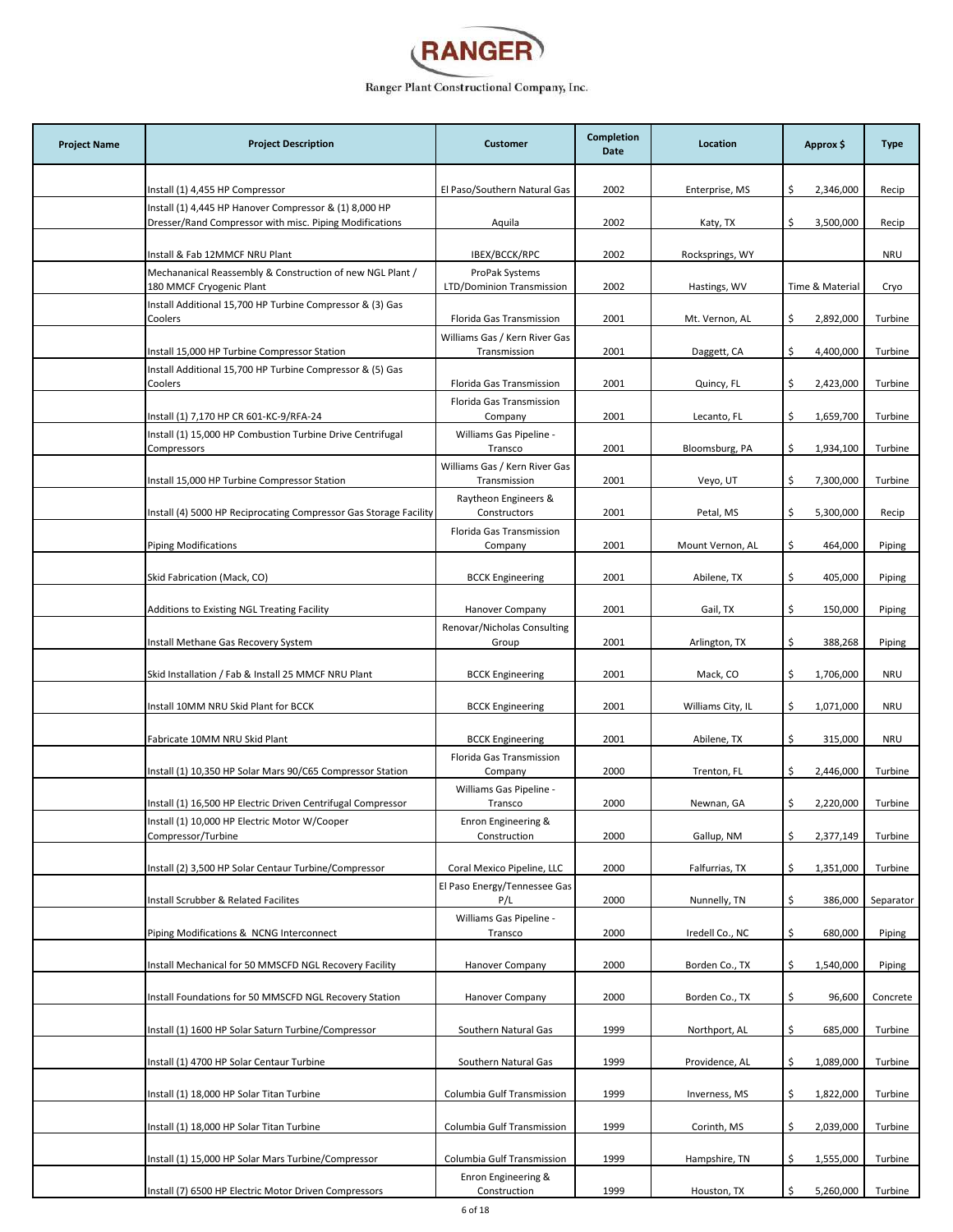# RANGER

Ranger Plant Constructional Company, Inc.

| Project Name | Project Description | Customer | Completion Date | Location | Approx $ | Type |
|---|---|---|---|---|---|---|
| | Install (1) 4,455 HP Compressor | El Paso/Southern Natural Gas | 2002 | Enterprise, MS | $ 2,346,000 | Recip |
| | Install (1) 4,445 HP Hanover Compressor & (1) 8,000 HP Dresser/Rand Compressor with misc. Piping Modifications | Aquila | 2002 | Katy, TX | $ 3,500,000 | Recip |
| | Install & Fab 12MMCF NRU Plant | IBEX/BCCK/RPC | 2002 | Rocksprings, WY | | NRU |
| | Mechananical Reassembly & Construction of new NGL Plant / 180 MMCF Cryogenic Plant | ProPak Systems LTD/Dominion Transmission | 2002 | Hastings, WV | Time & Material | Cryo |
| | Install Additional 15,700 HP Turbine Compressor & (3) Gas Coolers | Florida Gas Transmission | 2001 | Mt. Vernon, AL | $ 2,892,000 | Turbine |
| | Install 15,000 HP Turbine Compressor Station | Williams Gas / Kern River Gas Transmission | 2001 | Daggett, CA | $ 4,400,000 | Turbine |
| | Install Additional 15,700 HP Turbine Compressor & (5) Gas Coolers | Florida Gas Transmission | 2001 | Quincy, FL | $ 2,423,000 | Turbine |
| | Install (1) 7,170 HP CR 601-KC-9/RFA-24 | Florida Gas Transmission Company | 2001 | Lecanto, FL | $ 1,659,700 | Turbine |
| | Install (1) 15,000 HP Combustion Turbine Drive Centrifugal Compressors | Williams Gas Pipeline - Transco | 2001 | Bloomsburg, PA | $ 1,934,100 | Turbine |
| | Install 15,000 HP Turbine Compressor Station | Williams Gas / Kern River Gas Transmission | 2001 | Veyo, UT | $ 7,300,000 | Turbine |
| | Install (4) 5000 HP Reciprocating Compressor Gas Storage Facility | Raytheon Engineers & Constructors | 2001 | Petal, MS | $ 5,300,000 | Recip |
| | Piping Modifications | Florida Gas Transmission Company | 2001 | Mount Vernon, AL | $ 464,000 | Piping |
| | Skid Fabrication (Mack, CO) | BCCK Engineering | 2001 | Abilene, TX | $ 405,000 | Piping |
| | Additions to Existing NGL Treating Facility | Hanover Company | 2001 | Gail, TX | $ 150,000 | Piping |
| | Install Methane Gas Recovery System | Renovar/Nicholas Consulting Group | 2001 | Arlington, TX | $ 388,268 | Piping |
| | Skid Installation / Fab & Install 25 MMCF NRU Plant | BCCK Engineering | 2001 | Mack, CO | $ 1,706,000 | NRU |
| | Install 10MM NRU Skid Plant for BCCK | BCCK Engineering | 2001 | Williams City, IL | $ 1,071,000 | NRU |
| | Fabricate 10MM NRU Skid Plant | BCCK Engineering | 2001 | Abilene, TX | $ 315,000 | NRU |
| | Install (1) 10,350 HP Solar Mars 90/C65 Compressor Station | Florida Gas Transmission Company | 2000 | Trenton, FL | $ 2,446,000 | Turbine |
| | Install (1) 16,500 HP Electric Driven Centrifugal Compressor | Williams Gas Pipeline - Transco | 2000 | Newnan, GA | $ 2,220,000 | Turbine |
| | Install (1) 10,000 HP Electric Motor W/Cooper Compressor/Turbine | Enron Engineering & Construction | 2000 | Gallup, NM | $ 2,377,149 | Turbine |
| | Install (2) 3,500 HP Solar Centaur Turbine/Compressor | Coral Mexico Pipeline, LLC | 2000 | Falfurrias, TX | $ 1,351,000 | Turbine |
| | Install Scrubber & Related Facilites | El Paso Energy/Tennessee Gas P/L | 2000 | Nunnelly, TN | $ 386,000 | Separator |
| | Piping Modifications & NCNG Interconnect | Williams Gas Pipeline - Transco | 2000 | Iredell Co., NC | $ 680,000 | Piping |
| | Install Mechanical for 50 MMSCFD NGL Recovery Facility | Hanover Company | 2000 | Borden Co., TX | $ 1,540,000 | Piping |
| | Install Foundations for 50 MMSCFD NGL Recovery Station | Hanover Company | 2000 | Borden Co., TX | $ 96,600 | Concrete |
| | Install (1) 1600 HP Solar Saturn Turbine/Compressor | Southern Natural Gas | 1999 | Northport, AL | $ 685,000 | Turbine |
| | Install (1) 4700 HP Solar Centaur Turbine | Southern Natural Gas | 1999 | Providence, AL | $ 1,089,000 | Turbine |
| | Install (1) 18,000 HP Solar Titan Turbine | Columbia Gulf Transmission | 1999 | Inverness, MS | $ 1,822,000 | Turbine |
| | Install (1) 18,000 HP Solar Titan Turbine | Columbia Gulf Transmission | 1999 | Corinth, MS | $ 2,039,000 | Turbine |
| | Install (1) 15,000 HP Solar Mars Turbine/Compressor | Columbia Gulf Transmission | 1999 | Hampshire, TN | $ 1,555,000 | Turbine |
| | Install (7) 6500 HP Electric Motor Driven Compressors | Enron Engineering & Construction | 1999 | Houston, TX | $ 5,260,000 | Turbine |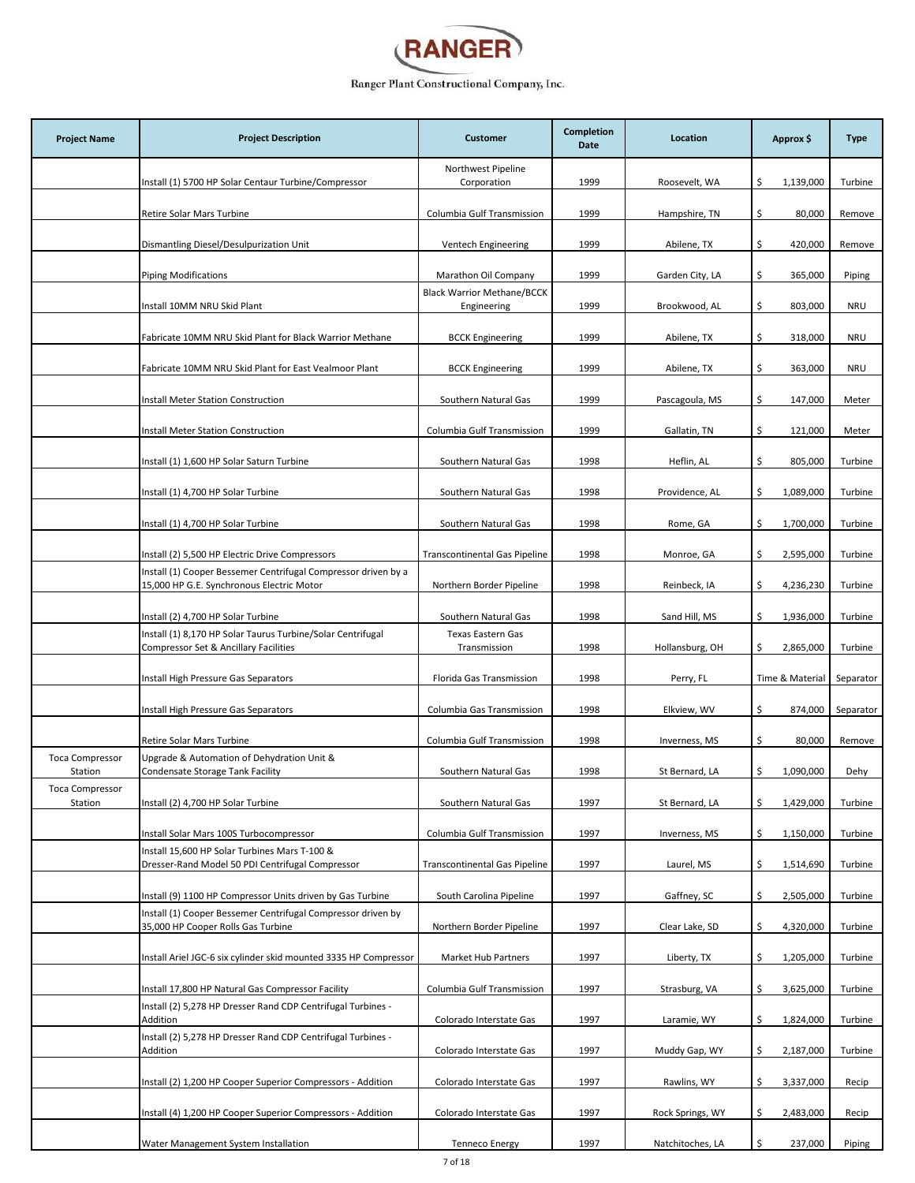# RANGER

Ranger Plant Constructional Company, Inc.

| Project Name | Project Description | Customer | Completion Date | Location | Approx $ | Type |
|---|---|---|---|---|---|---|
| | Install (1) 5700 HP Solar Centaur Turbine/Compressor | Northwest Pipeline Corporation | 1999 | Roosevelt, WA | $ 1,139,000 | Turbine |
| | Retire Solar Mars Turbine | Columbia Gulf Transmission | 1999 | Hampshire, TN | $ 80,000 | Remove |
| | Dismantling Diesel/Desulpurization Unit | Ventech Engineering | 1999 | Abilene, TX | $ 420,000 | Remove |
| | Piping Modifications | Marathon Oil Company | 1999 | Garden City, LA | $ 365,000 | Piping |
| | Install 10MM NRU Skid Plant | Black Warrior Methane/BCCK Engineering | 1999 | Brookwood, AL | $ 803,000 | NRU |
| | Fabricate 10MM NRU Skid Plant for Black Warrior Methane | BCCK Engineering | 1999 | Abilene, TX | $ 318,000 | NRU |
| | Fabricate 10MM NRU Skid Plant for East Vealmoor Plant | BCCK Engineering | 1999 | Abilene, TX | $ 363,000 | NRU |
| | Install Meter Station Construction | Southern Natural Gas | 1999 | Pascagoula, MS | $ 147,000 | Meter |
| | Install Meter Station Construction | Columbia Gulf Transmission | 1999 | Gallatin, TN | $ 121,000 | Meter |
| | Install (1) 1,600 HP Solar Saturn Turbine | Southern Natural Gas | 1998 | Heflin, AL | $ 805,000 | Turbine |
| | Install (1) 4,700 HP Solar Turbine | Southern Natural Gas | 1998 | Providence, AL | $ 1,089,000 | Turbine |
| | Install (1) 4,700 HP Solar Turbine | Southern Natural Gas | 1998 | Rome, GA | $ 1,700,000 | Turbine |
| | Install (2) 5,500 HP Electric Drive Compressors | Transcontinental Gas Pipeline | 1998 | Monroe, GA | $ 2,595,000 | Turbine |
| | Install (1) Cooper Bessemer Centrifugal Compressor driven by a 15,000 HP G.E. Synchronous Electric Motor | Northern Border Pipeline | 1998 | Reinbeck, IA | $ 4,236,230 | Turbine |
| | Install (2) 4,700 HP Solar Turbine | Southern Natural Gas | 1998 | Sand Hill, MS | $ 1,936,000 | Turbine |
| | Install (1) 8,170 HP Solar Taurus Turbine/Solar Centrifugal Compressor Set & Ancillary Facilities | Texas Eastern Gas Transmission | 1998 | Hollansburg, OH | $ 2,865,000 | Turbine |
| | Install High Pressure Gas Separators | Florida Gas Transmission | 1998 | Perry, FL | Time & Material | Separator |
| | Install High Pressure Gas Separators | Columbia Gas Transmission | 1998 | Elkview, WV | $ 874,000 | Separator |
| | Retire Solar Mars Turbine | Columbia Gulf Transmission | 1998 | Inverness, MS | $ 80,000 | Remove |
| Toca Compressor Station | Upgrade & Automation of Dehydration Unit & Condensate Storage Tank Facility | Southern Natural Gas | 1998 | St Bernard, LA | $ 1,090,000 | Dehy |
| Toca Compressor Station | Install (2) 4,700 HP Solar Turbine | Southern Natural Gas | 1997 | St Bernard, LA | $ 1,429,000 | Turbine |
| | Install Solar Mars 100S Turbocompressor | Columbia Gulf Transmission | 1997 | Inverness, MS | $ 1,150,000 | Turbine |
| | Install 15,600 HP Solar Turbines Mars T-100 & Dresser-Rand Model 50 PDI Centrifugal Compressor | Transcontinental Gas Pipeline | 1997 | Laurel, MS | $ 1,514,690 | Turbine |
| | Install (9) 1100 HP Compressor Units driven by Gas Turbine | South Carolina Pipeline | 1997 | Gaffney, SC | $ 2,505,000 | Turbine |
| | Install (1) Cooper Bessemer Centrifugal Compressor driven by 35,000 HP Cooper Rolls Gas Turbine | Northern Border Pipeline | 1997 | Clear Lake, SD | $ 4,320,000 | Turbine |
| | Install Ariel JGC-6 six cylinder skid mounted 3335 HP Compressor | Market Hub Partners | 1997 | Liberty, TX | $ 1,205,000 | Turbine |
| | Install 17,800 HP Natural Gas Compressor Facility | Columbia Gulf Transmission | 1997 | Strasburg, VA | $ 3,625,000 | Turbine |
| | Install (2) 5,278 HP Dresser Rand CDP Centrifugal Turbines - Addition | Colorado Interstate Gas | 1997 | Laramie, WY | $ 1,824,000 | Turbine |
| | Install (2) 5,278 HP Dresser Rand CDP Centrifugal Turbines - Addition | Colorado Interstate Gas | 1997 | Muddy Gap, WY | $ 2,187,000 | Turbine |
| | Install (2) 1,200 HP Cooper Superior Compressors - Addition | Colorado Interstate Gas | 1997 | Rawlins, WY | $ 3,337,000 | Recip |
| | Install (4) 1,200 HP Cooper Superior Compressors - Addition | Colorado Interstate Gas | 1997 | Rock Springs, WY | $ 2,483,000 | Recip |
| | Water Management System Installation | Tenneco Energy | 1997 | Natchitoches, LA | $ 237,000 | Piping |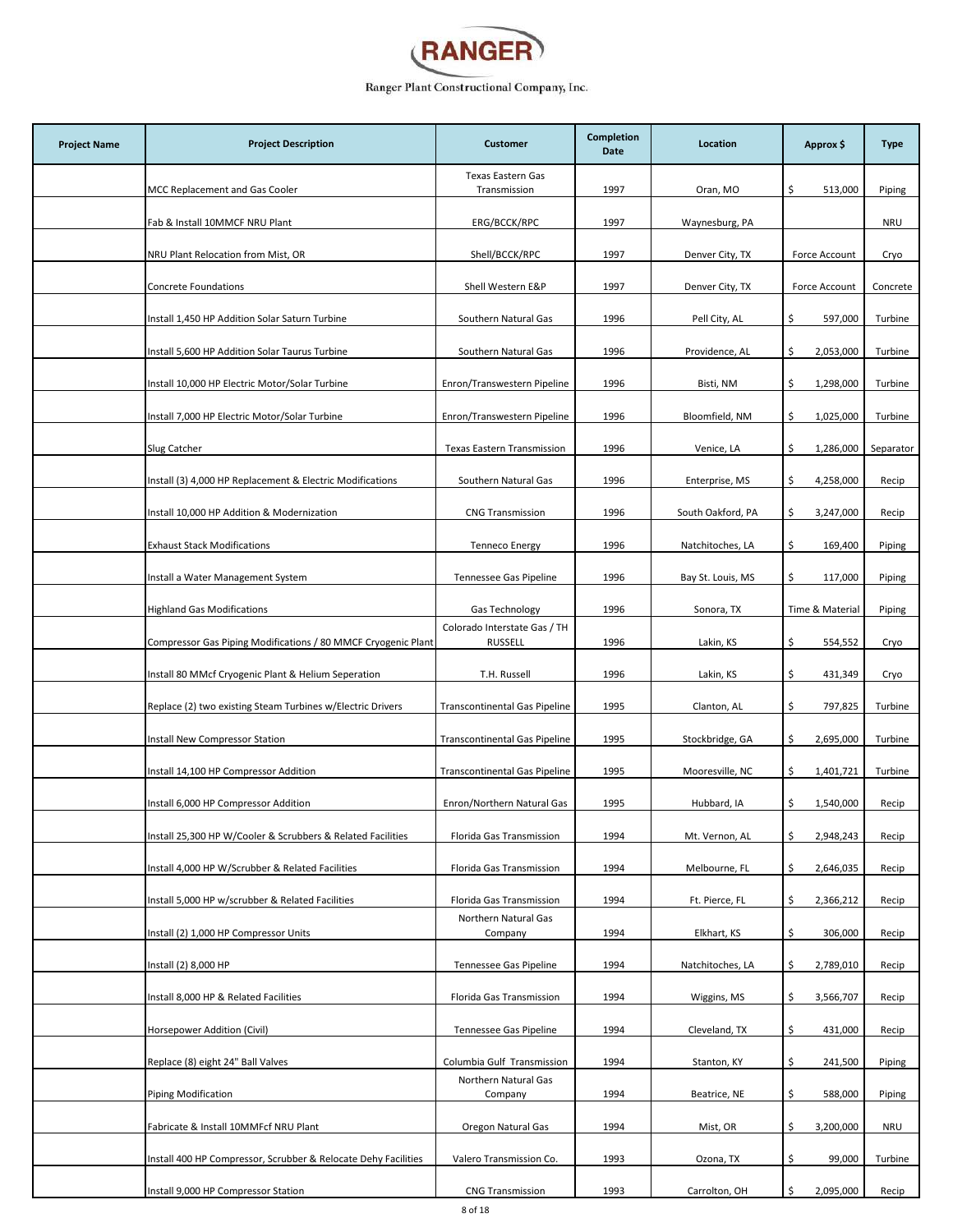**RANGER**

Ranger Plant Constructional Company, Inc.

| Project Name | Project Description | Customer | Completion Date | Location | Approx $ | Type |
|---|---|---|---|---|---|---|
| | MCC Replacement and Gas Cooler | Texas Eastern Gas Transmission | 1997 | Oran, MO | $ 513,000 | Piping |
| | Fab & Install 10MMCF NRU Plant | ERG/BCCK/RPC | 1997 | Waynesburg, PA | | NRU |
| | NRU Plant Relocation from Mist, OR | Shell/BCCK/RPC | 1997 | Denver City, TX | Force Account | Cryo |
| | Concrete Foundations | Shell Western E&P | 1997 | Denver City, TX | Force Account | Concrete |
| | Install 1,450 HP Addition Solar Saturn Turbine | Southern Natural Gas | 1996 | Pell City, AL | $ 597,000 | Turbine |
| | Install 5,600 HP Addition Solar Taurus Turbine | Southern Natural Gas | 1996 | Providence, AL | $ 2,053,000 | Turbine |
| | Install 10,000 HP Electric Motor/Solar Turbine | Enron/Transwestern Pipeline | 1996 | Bisti, NM | $ 1,298,000 | Turbine |
| | Install 7,000 HP Electric Motor/Solar Turbine | Enron/Transwestern Pipeline | 1996 | Bloomfield, NM | $ 1,025,000 | Turbine |
| | Slug Catcher | Texas Eastern Transmission | 1996 | Venice, LA | $ 1,286,000 | Separator |
| | Install (3) 4,000 HP Replacement & Electric Modifications | Southern Natural Gas | 1996 | Enterprise, MS | $ 4,258,000 | Recip |
| | Install 10,000 HP Addition & Modernization | CNG Transmission | 1996 | South Oakford, PA | $ 3,247,000 | Recip |
| | Exhaust Stack Modifications | Tenneco Energy | 1996 | Natchitoches, LA | $ 169,400 | Piping |
| | Install a Water Management System | Tennessee Gas Pipeline | 1996 | Bay St. Louis, MS | $ 117,000 | Piping |
| | Highland Gas Modifications | Gas Technology | 1996 | Sonora, TX | Time & Material | Piping |
| | Compressor Gas Piping Modifications / 80 MMCF Cryogenic Plant | Colorado Interstate Gas / TH RUSSELL | 1996 | Lakin, KS | $ 554,552 | Cryo |
| | Install 80 MMcf Cryogenic Plant & Helium Seperation | T.H. Russell | 1996 | Lakin, KS | $ 431,349 | Cryo |
| | Replace (2) two existing Steam Turbines w/Electric Drivers | Transcontinental Gas Pipeline | 1995 | Clanton, AL | $ 797,825 | Turbine |
| | Install New Compressor Station | Transcontinental Gas Pipeline | 1995 | Stockbridge, GA | $ 2,695,000 | Turbine |
| | Install 14,100 HP Compressor Addition | Transcontinental Gas Pipeline | 1995 | Mooresville, NC | $ 1,401,721 | Turbine |
| | Install 6,000 HP Compressor Addition | Enron/Northern Natural Gas | 1995 | Hubbard, IA | $ 1,540,000 | Recip |
| | Install 25,300 HP W/Cooler & Scrubbers & Related Facilities | Florida Gas Transmission | 1994 | Mt. Vernon, AL | $ 2,948,243 | Recip |
| | Install 4,000 HP W/Scrubber & Related Facilities | Florida Gas Transmission | 1994 | Melbourne, FL | $ 2,646,035 | Recip |
| | Install 5,000 HP w/scrubber & Related Facilities | Florida Gas Transmission | 1994 | Ft. Pierce, FL | $ 2,366,212 | Recip |
| | Install (2) 1,000 HP Compressor Units | Northern Natural Gas Company | 1994 | Elkhart, KS | $ 306,000 | Recip |
| | Install (2) 8,000 HP | Tennessee Gas Pipeline | 1994 | Natchitoches, LA | $ 2,789,010 | Recip |
| | Install 8,000 HP & Related Facilities | Florida Gas Transmission | 1994 | Wiggins, MS | $ 3,566,707 | Recip |
| | Horsepower Addition (Civil) | Tennessee Gas Pipeline | 1994 | Cleveland, TX | $ 431,000 | Recip |
| | Replace (8) eight 24" Ball Valves | Columbia Gulf Transmission | 1994 | Stanton, KY | $ 241,500 | Piping |
| | Piping Modification | Northern Natural Gas Company | 1994 | Beatrice, NE | $ 588,000 | Piping |
| | Fabricate & Install 10MMFcf NRU Plant | Oregon Natural Gas | 1994 | Mist, OR | $ 3,200,000 | NRU |
| | Install 400 HP Compressor, Scrubber & Relocate Dehy Facilities | Valero Transmission Co. | 1993 | Ozona, TX | $ 99,000 | Turbine |
| | Install 9,000 HP Compressor Station | CNG Transmission | 1993 | Carrolton, OH | $ 2,095,000 | Recip |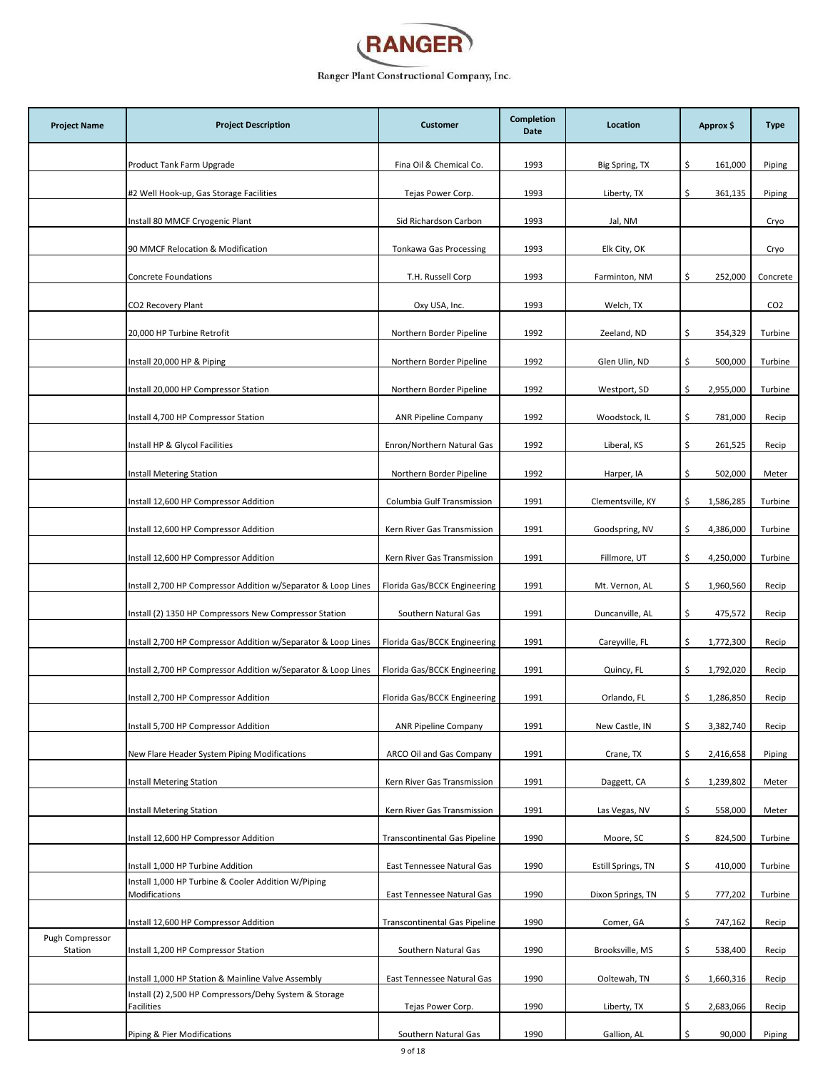# RANGER

Ranger Plant Constructional Company, Inc.

| Project Name | Project Description | Customer | Completion Date | Location | Approx $ | Type |
|---|---|---|---|---|---|---|
| | Product Tank Farm Upgrade | Fina Oil & Chemical Co. | 1993 | Big Spring, TX | $ 161,000 | Piping |
| | #2 Well Hook-up, Gas Storage Facilities | Tejas Power Corp. | 1993 | Liberty, TX | $ 361,135 | Piping |
| | Install 80 MMCF Cryogenic Plant | Sid Richardson Carbon | 1993 | Jal, NM | | Cryo |
| | 90 MMCF Relocation & Modification | Tonkawa Gas Processing | 1993 | Elk City, OK | | Cryo |
| | Concrete Foundations | T.H. Russell Corp | 1993 | Farminton, NM | $ 252,000 | Concrete |
| | CO2 Recovery Plant | Oxy USA, Inc. | 1993 | Welch, TX | | CO2 |
| | 20,000 HP Turbine Retrofit | Northern Border Pipeline | 1992 | Zeeland, ND | $ 354,329 | Turbine |
| | Install 20,000 HP & Piping | Northern Border Pipeline | 1992 | Glen Ulin, ND | $ 500,000 | Turbine |
| | Install 20,000 HP Compressor Station | Northern Border Pipeline | 1992 | Westport, SD | $ 2,955,000 | Turbine |
| | Install 4,700 HP Compressor Station | ANR Pipeline Company | 1992 | Woodstock, IL | $ 781,000 | Recip |
| | Install HP & Glycol Facilities | Enron/Northern Natural Gas | 1992 | Liberal, KS | $ 261,525 | Recip |
| | Install Metering Station | Northern Border Pipeline | 1992 | Harper, IA | $ 502,000 | Meter |
| | Install 12,600 HP Compressor Addition | Columbia Gulf Transmission | 1991 | Clementsville, KY | $ 1,586,285 | Turbine |
| | Install 12,600 HP Compressor Addition | Kern River Gas Transmission | 1991 | Goodspring, NV | $ 4,386,000 | Turbine |
| | Install 12,600 HP Compressor Addition | Kern River Gas Transmission | 1991 | Fillmore, UT | $ 4,250,000 | Turbine |
| | Install 2,700 HP Compressor Addition w/Separator & Loop Lines | Florida Gas/BCCK Engineering | 1991 | Mt. Vernon, AL | $ 1,960,560 | Recip |
| | Install (2) 1350 HP Compressors New Compressor Station | Southern Natural Gas | 1991 | Duncanville, AL | $ 475,572 | Recip |
| | Install 2,700 HP Compressor Addition w/Separator & Loop Lines | Florida Gas/BCCK Engineering | 1991 | Careyville, FL | $ 1,772,300 | Recip |
| | Install 2,700 HP Compressor Addition w/Separator & Loop Lines | Florida Gas/BCCK Engineering | 1991 | Quincy, FL | $ 1,792,020 | Recip |
| | Install 2,700 HP Compressor Addition | Florida Gas/BCCK Engineering | 1991 | Orlando, FL | $ 1,286,850 | Recip |
| | Install 5,700 HP Compressor Addition | ANR Pipeline Company | 1991 | New Castle, IN | $ 3,382,740 | Recip |
| | New Flare Header System Piping Modifications | ARCO Oil and Gas Company | 1991 | Crane, TX | $ 2,416,658 | Piping |
| | Install Metering Station | Kern River Gas Transmission | 1991 | Daggett, CA | $ 1,239,802 | Meter |
| | Install Metering Station | Kern River Gas Transmission | 1991 | Las Vegas, NV | $ 558,000 | Meter |
| | Install 12,600 HP Compressor Addition | Transcontinental Gas Pipeline | 1990 | Moore, SC | $ 824,500 | Turbine |
| | Install 1,000 HP Turbine Addition | East Tennessee Natural Gas | 1990 | Estill Springs, TN | $ 410,000 | Turbine |
| | Install 1,000 HP Turbine & Cooler Addition W/Piping Modifications | East Tennessee Natural Gas | 1990 | Dixon Springs, TN | $ 777,202 | Turbine |
| | Install 12,600 HP Compressor Addition | Transcontinental Gas Pipeline | 1990 | Comer, GA | $ 747,162 | Recip |
| Pugh Compressor Station | Install 1,200 HP Compressor Station | Southern Natural Gas | 1990 | Brooksville, MS | $ 538,400 | Recip |
| | Install 1,000 HP Station & Mainline Valve Assembly | East Tennessee Natural Gas | 1990 | Ooltewah, TN | $ 1,660,316 | Recip |
| | Install (2) 2,500 HP Compressors/Dehy System & Storage Facilities | Tejas Power Corp. | 1990 | Liberty, TX | $ 2,683,066 | Recip |
| | Piping & Pier Modifications | Southern Natural Gas | 1990 | Gallion, AL | $ 90,000 | Piping |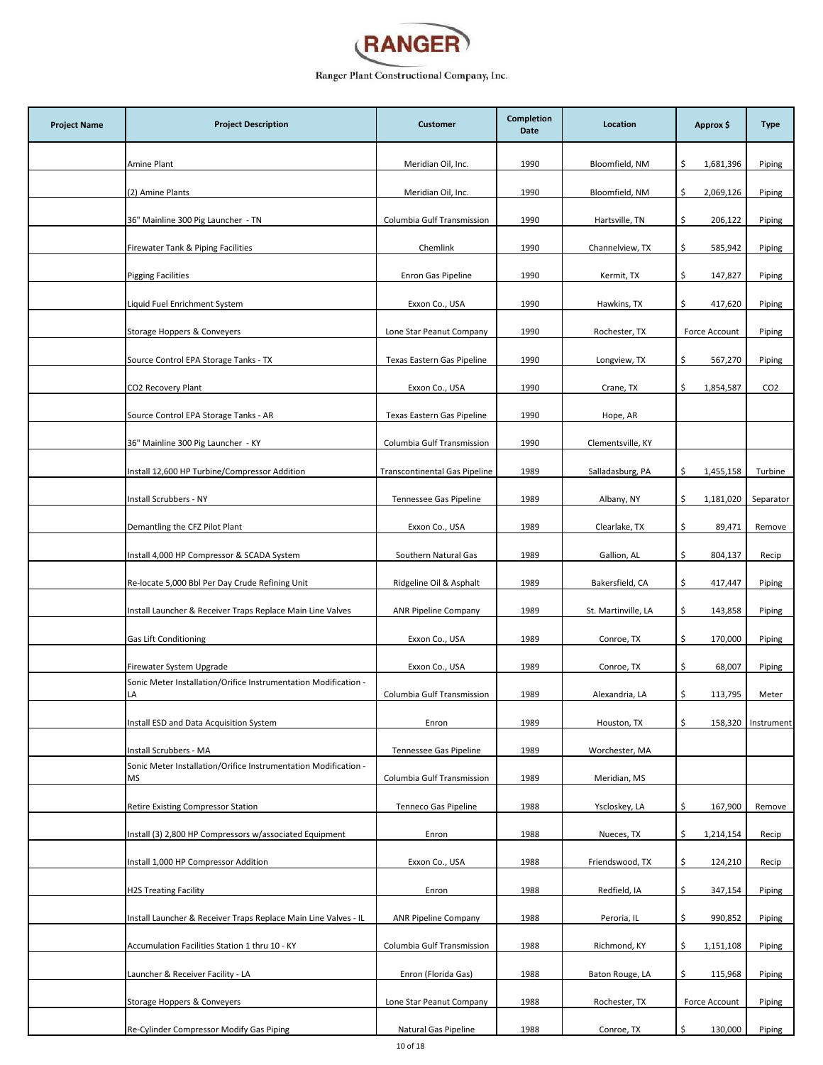# RANGER

Ranger Plant Constructional Company, Inc.

| Project Name | Project Description | Customer | Completion Date | Location | Approx $ | Type |
|---|---|---|---|---|---|---|
| | Amine Plant | Meridian Oil, Inc. | 1990 | Bloomfield, NM | $ 1,681,396 | Piping |
| | (2) Amine Plants | Meridian Oil, Inc. | 1990 | Bloomfield, NM | $ 2,069,126 | Piping |
| | 36" Mainline 300 Pig Launcher - TN | Columbia Gulf Transmission | 1990 | Hartsville, TN | $ 206,122 | Piping |
| | Firewater Tank & Piping Facilities | Chemlink | 1990 | Channelview, TX | $ 585,942 | Piping |
| | Pigging Facilities | Enron Gas Pipeline | 1990 | Kermit, TX | $ 147,827 | Piping |
| | Liquid Fuel Enrichment System | Exxon Co., USA | 1990 | Hawkins, TX | $ 417,620 | Piping |
| | Storage Hoppers & Conveyers | Lone Star Peanut Company | 1990 | Rochester, TX | Force Account | Piping |
| | Source Control EPA Storage Tanks - TX | Texas Eastern Gas Pipeline | 1990 | Longview, TX | $ 567,270 | Piping |
| | CO2 Recovery Plant | Exxon Co., USA | 1990 | Crane, TX | $ 1,854,587 | CO2 |
| | Source Control EPA Storage Tanks - AR | Texas Eastern Gas Pipeline | 1990 | Hope, AR | | |
| | 36" Mainline 300 Pig Launcher - KY | Columbia Gulf Transmission | 1990 | Clementsville, KY | | |
| | Install 12,600 HP Turbine/Compressor Addition | Transcontinental Gas Pipeline | 1989 | Salladasburg, PA | $ 1,455,158 | Turbine |
| | Install Scrubbers - NY | Tennessee Gas Pipeline | 1989 | Albany, NY | $ 1,181,020 | Separator |
| | Demantling the CFZ Pilot Plant | Exxon Co., USA | 1989 | Clearlake, TX | $ 89,471 | Remove |
| | Install 4,000 HP Compressor & SCADA System | Southern Natural Gas | 1989 | Gallion, AL | $ 804,137 | Recip |
| | Re-locate 5,000 Bbl Per Day Crude Refining Unit | Ridgeline Oil & Asphalt | 1989 | Bakersfield, CA | $ 417,447 | Piping |
| | Install Launcher & Receiver Traps Replace Main Line Valves | ANR Pipeline Company | 1989 | St. Martinville, LA | $ 143,858 | Piping |
| | Gas Lift Conditioning | Exxon Co., USA | 1989 | Conroe, TX | $ 170,000 | Piping |
| | Firewater System Upgrade | Exxon Co., USA | 1989 | Conroe, TX | $ 68,007 | Piping |
| | Sonic Meter Installation/Orifice Instrumentation Modification - LA | Columbia Gulf Transmission | 1989 | Alexandria, LA | $ 113,795 | Meter |
| | Install ESD and Data Acquisition System | Enron | 1989 | Houston, TX | $ 158,320 | Instrument |
| | Install Scrubbers - MA | Tennessee Gas Pipeline | 1989 | Worchester, MA | | |
| | Sonic Meter Installation/Orifice Instrumentation Modification - MS | Columbia Gulf Transmission | 1989 | Meridian, MS | | |
| | Retire Existing Compressor Station | Tenneco Gas Pipeline | 1988 | Yscloskey, LA | $ 167,900 | Remove |
| | Install (3) 2,800 HP Compressors w/associated Equipment | Enron | 1988 | Nueces, TX | $ 1,214,154 | Recip |
| | Install 1,000 HP Compressor Addition | Exxon Co., USA | 1988 | Friendswood, TX | $ 124,210 | Recip |
| | H2S Treating Facility | Enron | 1988 | Redfield, IA | $ 347,154 | Piping |
| | Install Launcher & Receiver Traps Replace Main Line Valves - IL | ANR Pipeline Company | 1988 | Peroria, IL | $ 990,852 | Piping |
| | Accumulation Facilities Station 1 thru 10 - KY | Columbia Gulf Transmission | 1988 | Richmond, KY | $ 1,151,108 | Piping |
| | Launcher & Receiver Facility - LA | Enron (Florida Gas) | 1988 | Baton Rouge, LA | $ 115,968 | Piping |
| | Storage Hoppers & Conveyers | Lone Star Peanut Company | 1988 | Rochester, TX | Force Account | Piping |
| | Re-Cylinder Compressor Modify Gas Piping | Natural Gas Pipeline | 1988 | Conroe, TX | $ 130,000 | Piping |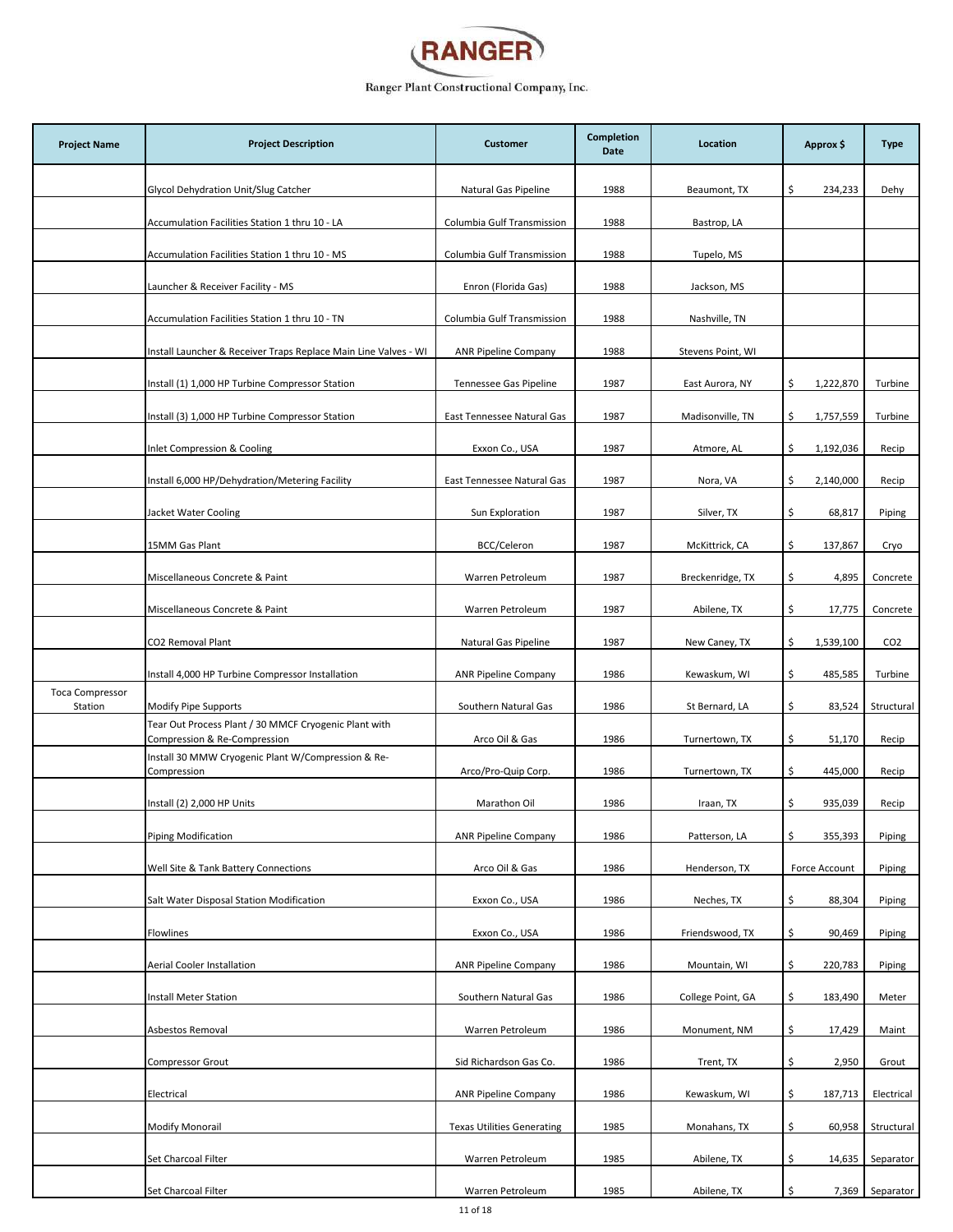# RANGER

Ranger Plant Constructional Company, Inc.

| Project Name | Project Description | Customer | Completion Date | Location | Approx $ | Type |
|---|---|---|---|---|---|---|
| | Glycol Dehydration Unit/Slug Catcher | Natural Gas Pipeline | 1988 | Beaumont, TX | $ 234,233 | Dehy |
| | Accumulation Facilities Station 1 thru 10 - LA | Columbia Gulf Transmission | 1988 | Bastrop, LA | | |
| | Accumulation Facilities Station 1 thru 10 - MS | Columbia Gulf Transmission | 1988 | Tupelo, MS | | |
| | Launcher & Receiver Facility - MS | Enron (Florida Gas) | 1988 | Jackson, MS | | |
| | Accumulation Facilities Station 1 thru 10 - TN | Columbia Gulf Transmission | 1988 | Nashville, TN | | |
| | Install Launcher & Receiver Traps Replace Main Line Valves - WI | ANR Pipeline Company | 1988 | Stevens Point, WI | | |
| | Install (1) 1,000 HP Turbine Compressor Station | Tennessee Gas Pipeline | 1987 | East Aurora, NY | $ 1,222,870 | Turbine |
| | Install (3) 1,000 HP Turbine Compressor Station | East Tennessee Natural Gas | 1987 | Madisonville, TN | $ 1,757,559 | Turbine |
| | Inlet Compression & Cooling | Exxon Co., USA | 1987 | Atmore, AL | $ 1,192,036 | Recip |
| | Install 6,000 HP/Dehydration/Metering Facility | East Tennessee Natural Gas | 1987 | Nora, VA | $ 2,140,000 | Recip |
| | Jacket Water Cooling | Sun Exploration | 1987 | Silver, TX | $ 68,817 | Piping |
| | 15MM Gas Plant | BCC/Celeron | 1987 | McKittrick, CA | $ 137,867 | Cryo |
| | Miscellaneous Concrete & Paint | Warren Petroleum | 1987 | Breckenridge, TX | $ 4,895 | Concrete |
| | Miscellaneous Concrete & Paint | Warren Petroleum | 1987 | Abilene, TX | $ 17,775 | Concrete |
| | CO2 Removal Plant | Natural Gas Pipeline | 1987 | New Caney, TX | $ 1,539,100 | CO2 |
| | Install 4,000 HP Turbine Compressor Installation | ANR Pipeline Company | 1986 | Kewaskum, WI | $ 485,585 | Turbine |
| Toca Compressor Station | Modify Pipe Supports | Southern Natural Gas | 1986 | St Bernard, LA | $ 83,524 | Structural |
| | Tear Out Process Plant / 30 MMCF Cryogenic Plant with Compression & Re-Compression | Arco Oil & Gas | 1986 | Turnertown, TX | $ 51,170 | Recip |
| | Install 30 MMW Cryogenic Plant W/Compression & Re-Compression | Arco/Pro-Quip Corp. | 1986 | Turnertown, TX | $ 445,000 | Recip |
| | Install (2) 2,000 HP Units | Marathon Oil | 1986 | Iraan, TX | $ 935,039 | Recip |
| | Piping Modification | ANR Pipeline Company | 1986 | Patterson, LA | $ 355,393 | Piping |
| | Well Site & Tank Battery Connections | Arco Oil & Gas | 1986 | Henderson, TX | Force Account | Piping |
| | Salt Water Disposal Station Modification | Exxon Co., USA | 1986 | Neches, TX | $ 88,304 | Piping |
| | Flowlines | Exxon Co., USA | 1986 | Friendswood, TX | $ 90,469 | Piping |
| | Aerial Cooler Installation | ANR Pipeline Company | 1986 | Mountain, WI | $ 220,783 | Piping |
| | Install Meter Station | Southern Natural Gas | 1986 | College Point, GA | $ 183,490 | Meter |
| | Asbestos Removal | Warren Petroleum | 1986 | Monument, NM | $ 17,429 | Maint |
| | Compressor Grout | Sid Richardson Gas Co. | 1986 | Trent, TX | $ 2,950 | Grout |
| | Electrical | ANR Pipeline Company | 1986 | Kewaskum, WI | $ 187,713 | Electrical |
| | Modify Monorail | Texas Utilities Generating | 1985 | Monahans, TX | $ 60,958 | Structural |
| | Set Charcoal Filter | Warren Petroleum | 1985 | Abilene, TX | $ 14,635 | Separator |
| | Set Charcoal Filter | Warren Petroleum | 1985 | Abilene, TX | $ 7,369 | Separator |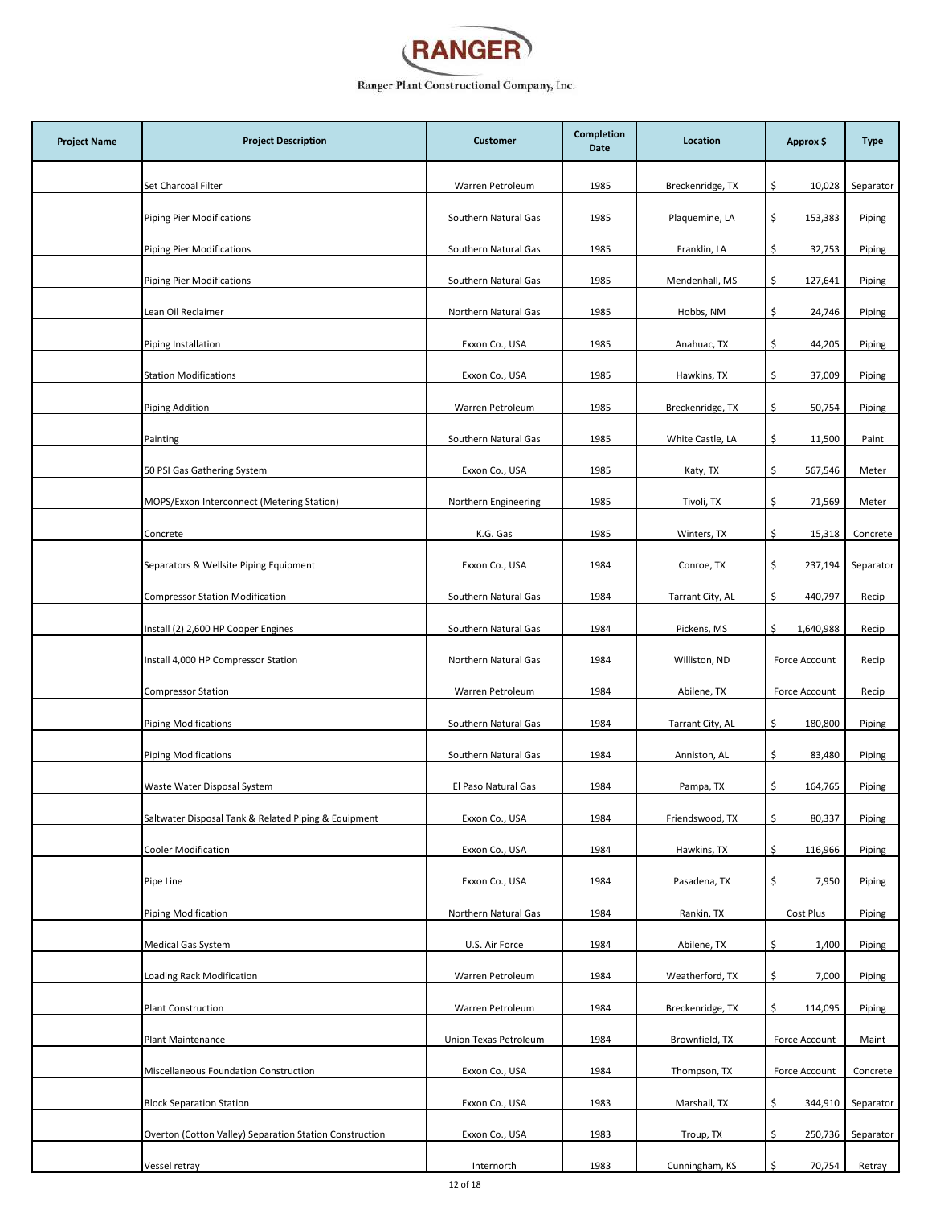# RANGER

Ranger Plant Constructional Company, Inc.

| Project Name | Project Description | Customer | Completion Date | Location | Approx $ | Type |
|---|---|---|---|---|---|---|
| | Set Charcoal Filter | Warren Petroleum | 1985 | Breckenridge, TX | $ 10,028 | Separator |
| | Piping Pier Modifications | Southern Natural Gas | 1985 | Plaquemine, LA | $ 153,383 | Piping |
| | Piping Pier Modifications | Southern Natural Gas | 1985 | Franklin, LA | $ 32,753 | Piping |
| | Piping Pier Modifications | Southern Natural Gas | 1985 | Mendenhall, MS | $ 127,641 | Piping |
| | Lean Oil Reclaimer | Northern Natural Gas | 1985 | Hobbs, NM | $ 24,746 | Piping |
| | Piping Installation | Exxon Co., USA | 1985 | Anahuac, TX | $ 44,205 | Piping |
| | Station Modifications | Exxon Co., USA | 1985 | Hawkins, TX | $ 37,009 | Piping |
| | Piping Addition | Warren Petroleum | 1985 | Breckenridge, TX | $ 50,754 | Piping |
| | Painting | Southern Natural Gas | 1985 | White Castle, LA | $ 11,500 | Paint |
| | 50 PSI Gas Gathering System | Exxon Co., USA | 1985 | Katy, TX | $ 567,546 | Meter |
| | MOPS/Exxon Interconnect (Metering Station) | Northern Engineering | 1985 | Tivoli, TX | $ 71,569 | Meter |
| | Concrete | K.G. Gas | 1985 | Winters, TX | $ 15,318 | Concrete |
| | Separators & Wellsite Piping Equipment | Exxon Co., USA | 1984 | Conroe, TX | $ 237,194 | Separator |
| | Compressor Station Modification | Southern Natural Gas | 1984 | Tarrant City, AL | $ 440,797 | Recip |
| | Install (2) 2,600 HP Cooper Engines | Southern Natural Gas | 1984 | Pickens, MS | $ 1,640,988 | Recip |
| | Install 4,000 HP Compressor Station | Northern Natural Gas | 1984 | Williston, ND | Force Account | Recip |
| | Compressor Station | Warren Petroleum | 1984 | Abilene, TX | Force Account | Recip |
| | Piping Modifications | Southern Natural Gas | 1984 | Tarrant City, AL | $ 180,800 | Piping |
| | Piping Modifications | Southern Natural Gas | 1984 | Anniston, AL | $ 83,480 | Piping |
| | Waste Water Disposal System | El Paso Natural Gas | 1984 | Pampa, TX | $ 164,765 | Piping |
| | Saltwater Disposal Tank & Related Piping & Equipment | Exxon Co., USA | 1984 | Friendswood, TX | $ 80,337 | Piping |
| | Cooler Modification | Exxon Co., USA | 1984 | Hawkins, TX | $ 116,966 | Piping |
| | Pipe Line | Exxon Co., USA | 1984 | Pasadena, TX | $ 7,950 | Piping |
| | Piping Modification | Northern Natural Gas | 1984 | Rankin, TX | Cost Plus | Piping |
| | Medical Gas System | U.S. Air Force | 1984 | Abilene, TX | $ 1,400 | Piping |
| | Loading Rack Modification | Warren Petroleum | 1984 | Weatherford, TX | $ 7,000 | Piping |
| | Plant Construction | Warren Petroleum | 1984 | Breckenridge, TX | $ 114,095 | Piping |
| | Plant Maintenance | Union Texas Petroleum | 1984 | Brownfield, TX | Force Account | Maint |
| | Miscellaneous Foundation Construction | Exxon Co., USA | 1984 | Thompson, TX | Force Account | Concrete |
| | Block Separation Station | Exxon Co., USA | 1983 | Marshall, TX | $ 344,910 | Separator |
| | Overton (Cotton Valley) Separation Station Construction | Exxon Co., USA | 1983 | Troup, TX | $ 250,736 | Separator |
| | Vessel retray | Internorth | 1983 | Cunningham, KS | $ 70,754 | Retray |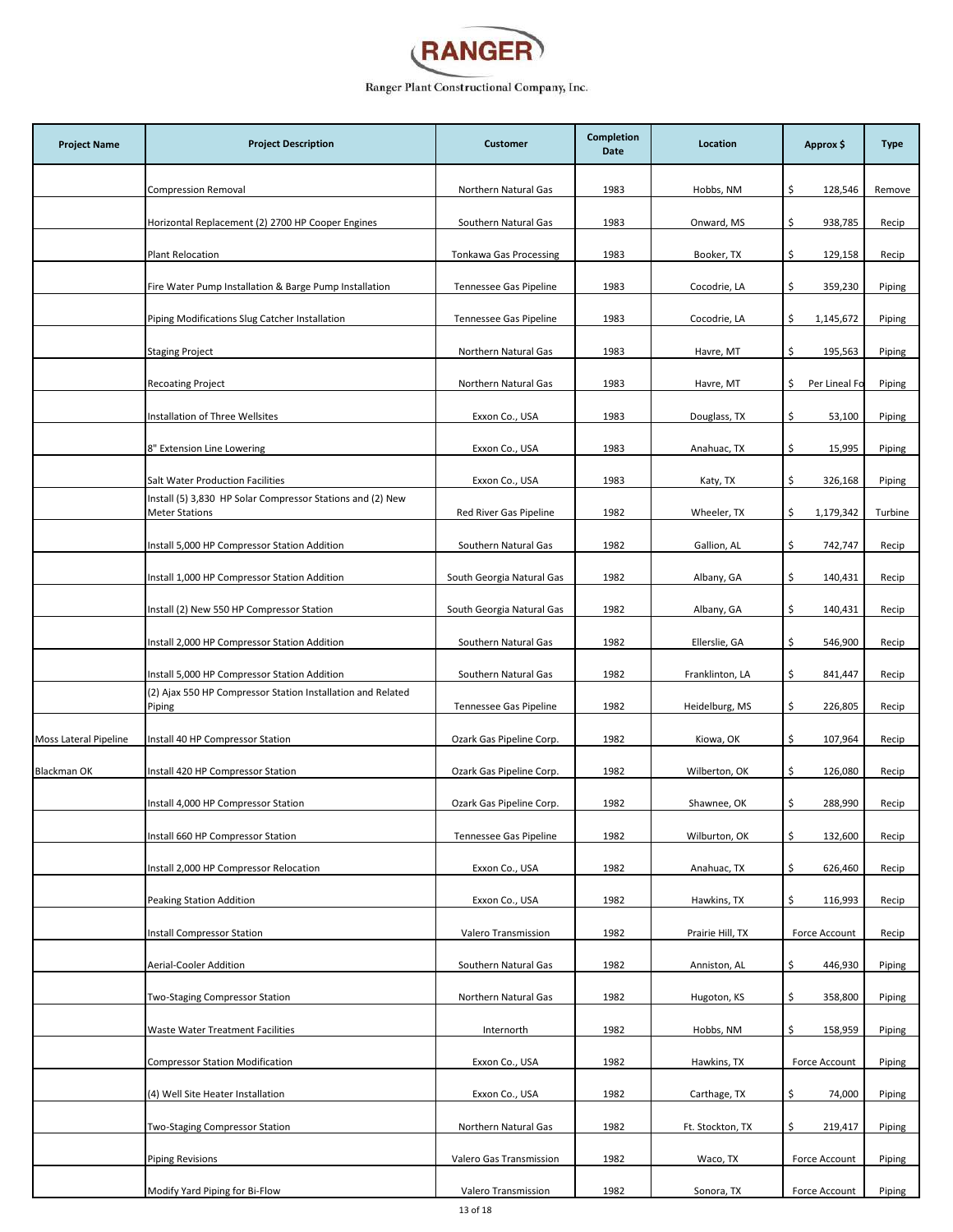# RANGER

Ranger Plant Constructional Company, Inc.

| Project Name | Project Description | Customer | Completion Date | Location | Approx $ | Type |
|---|---|---|---|---|---|---|
| | Compression Removal | Northern Natural Gas | 1983 | Hobbs, NM | $ 128,546 | Remove |
| | Horizontal Replacement (2) 2700 HP Cooper Engines | Southern Natural Gas | 1983 | Onward, MS | $ 938,785 | Recip |
| | Plant Relocation | Tonkawa Gas Processing | 1983 | Booker, TX | $ 129,158 | Recip |
| | Fire Water Pump Installation & Barge Pump Installation | Tennessee Gas Pipeline | 1983 | Cocodrie, LA | $ 359,230 | Piping |
| | Piping Modifications Slug Catcher Installation | Tennessee Gas Pipeline | 1983 | Cocodrie, LA | $ 1,145,672 | Piping |
| | Staging Project | Northern Natural Gas | 1983 | Havre, MT | $ 195,563 | Piping |
| | Recoating Project | Northern Natural Gas | 1983 | Havre, MT | $ Per Lineal Fo | Piping |
| | Installation of Three Wellsites | Exxon Co., USA | 1983 | Douglass, TX | $ 53,100 | Piping |
| | 8" Extension Line Lowering | Exxon Co., USA | 1983 | Anahuac, TX | $ 15,995 | Piping |
| | Salt Water Production Facilities | Exxon Co., USA | 1983 | Katy, TX | $ 326,168 | Piping |
| | Install (5) 3,830 HP Solar Compressor Stations and (2) New Meter Stations | Red River Gas Pipeline | 1982 | Wheeler, TX | $ 1,179,342 | Turbine |
| | Install 5,000 HP Compressor Station Addition | Southern Natural Gas | 1982 | Gallion, AL | $ 742,747 | Recip |
| | Install 1,000 HP Compressor Station Addition | South Georgia Natural Gas | 1982 | Albany, GA | $ 140,431 | Recip |
| | Install (2) New 550 HP Compressor Station | South Georgia Natural Gas | 1982 | Albany, GA | $ 140,431 | Recip |
| | Install 2,000 HP Compressor Station Addition | Southern Natural Gas | 1982 | Ellerslie, GA | $ 546,900 | Recip |
| | Install 5,000 HP Compressor Station Addition | Southern Natural Gas | 1982 | Franklinton, LA | $ 841,447 | Recip |
| | (2) Ajax 550 HP Compressor Station Installation and Related Piping | Tennessee Gas Pipeline | 1982 | Heidelburg, MS | $ 226,805 | Recip |
| Moss Lateral Pipeline | Install 40 HP Compressor Station | Ozark Gas Pipeline Corp. | 1982 | Kiowa, OK | $ 107,964 | Recip |
| Blackman OK | Install 420 HP Compressor Station | Ozark Gas Pipeline Corp. | 1982 | Wilberton, OK | $ 126,080 | Recip |
| | Install 4,000 HP Compressor Station | Ozark Gas Pipeline Corp. | 1982 | Shawnee, OK | $ 288,990 | Recip |
| | Install 660 HP Compressor Station | Tennessee Gas Pipeline | 1982 | Wilburton, OK | $ 132,600 | Recip |
| | Install 2,000 HP Compressor Relocation | Exxon Co., USA | 1982 | Anahuac, TX | $ 626,460 | Recip |
| | Peaking Station Addition | Exxon Co., USA | 1982 | Hawkins, TX | $ 116,993 | Recip |
| | Install Compressor Station | Valero Transmission | 1982 | Prairie Hill, TX | Force Account | Recip |
| | Aerial-Cooler Addition | Southern Natural Gas | 1982 | Anniston, AL | $ 446,930 | Piping |
| | Two-Staging Compressor Station | Northern Natural Gas | 1982 | Hugoton, KS | $ 358,800 | Piping |
| | Waste Water Treatment Facilities | Internorth | 1982 | Hobbs, NM | $ 158,959 | Piping |
| | Compressor Station Modification | Exxon Co., USA | 1982 | Hawkins, TX | Force Account | Piping |
| | (4) Well Site Heater Installation | Exxon Co., USA | 1982 | Carthage, TX | $ 74,000 | Piping |
| | Two-Staging Compressor Station | Northern Natural Gas | 1982 | Ft. Stockton, TX | $ 219,417 | Piping |
| | Piping Revisions | Valero Gas Transmission | 1982 | Waco, TX | Force Account | Piping |
| | Modify Yard Piping for Bi-Flow | Valero Transmission | 1982 | Sonora, TX | Force Account | Piping |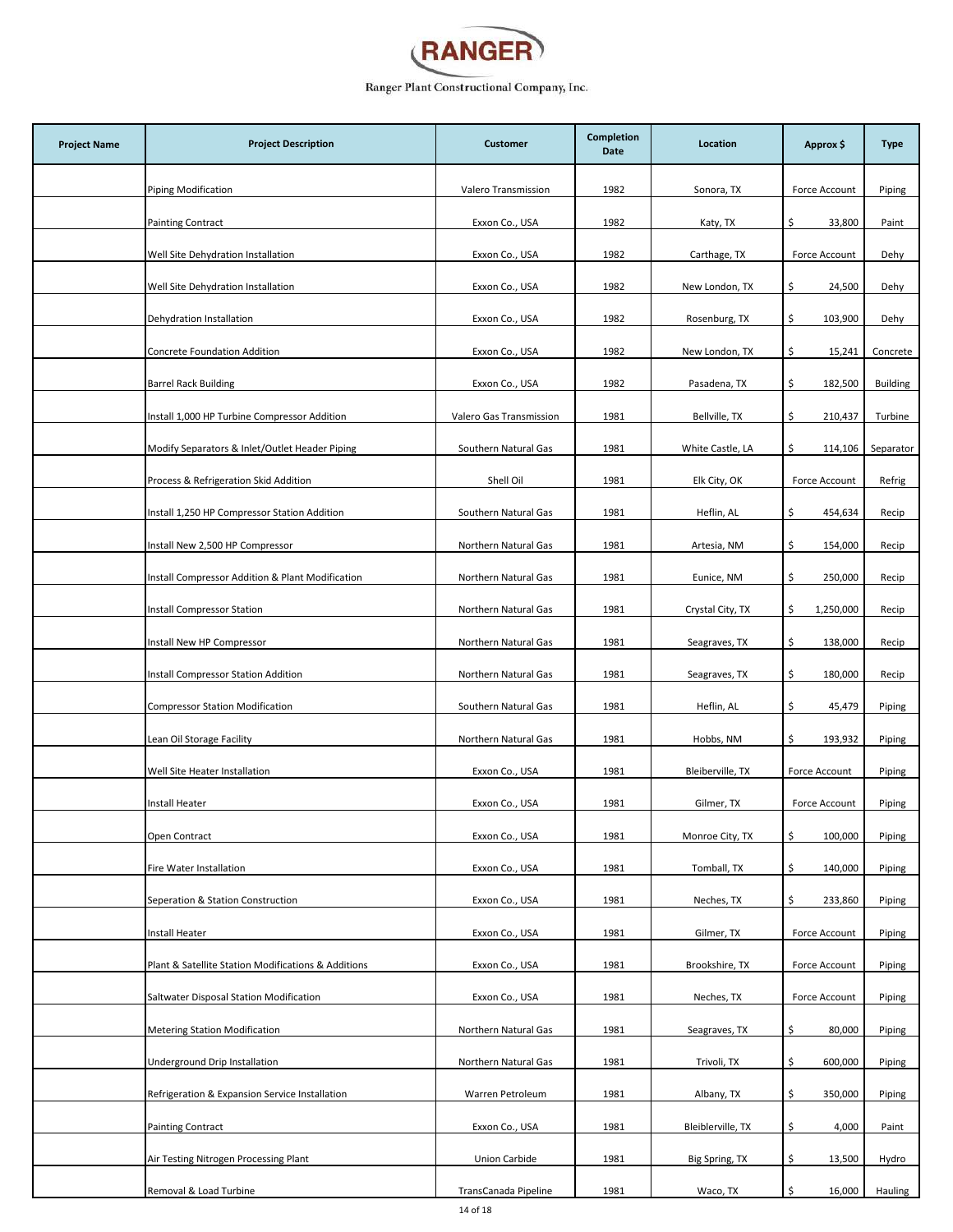# RANGER

Ranger Plant Constructional Company, Inc.

| Project Name | Project Description | Customer | Completion Date | Location | Approx $ | Type |
|---|---|---|---|---|---|---|
| | Piping Modification | Valero Transmission | 1982 | Sonora, TX | Force Account | Piping |
| | Painting Contract | Exxon Co., USA | 1982 | Katy, TX | $ 33,800 | Paint |
| | Well Site Dehydration Installation | Exxon Co., USA | 1982 | Carthage, TX | Force Account | Dehy |
| | Well Site Dehydration Installation | Exxon Co., USA | 1982 | New London, TX | $ 24,500 | Dehy |
| | Dehydration Installation | Exxon Co., USA | 1982 | Rosenburg, TX | $ 103,900 | Dehy |
| | Concrete Foundation Addition | Exxon Co., USA | 1982 | New London, TX | $ 15,241 | Concrete |
| | Barrel Rack Building | Exxon Co., USA | 1982 | Pasadena, TX | $ 182,500 | Building |
| | Install 1,000 HP Turbine Compressor Addition | Valero Gas Transmission | 1981 | Bellville, TX | $ 210,437 | Turbine |
| | Modify Separators & Inlet/Outlet Header Piping | Southern Natural Gas | 1981 | White Castle, LA | $ 114,106 | Separator |
| | Process & Refrigeration Skid Addition | Shell Oil | 1981 | Elk City, OK | Force Account | Refrig |
| | Install 1,250 HP Compressor Station Addition | Southern Natural Gas | 1981 | Heflin, AL | $ 454,634 | Recip |
| | Install New 2,500 HP Compressor | Northern Natural Gas | 1981 | Artesia, NM | $ 154,000 | Recip |
| | Install Compressor Addition & Plant Modification | Northern Natural Gas | 1981 | Eunice, NM | $ 250,000 | Recip |
| | Install Compressor Station | Northern Natural Gas | 1981 | Crystal City, TX | $ 1,250,000 | Recip |
| | Install New HP Compressor | Northern Natural Gas | 1981 | Seagraves, TX | $ 138,000 | Recip |
| | Install Compressor Station Addition | Northern Natural Gas | 1981 | Seagraves, TX | $ 180,000 | Recip |
| | Compressor Station Modification | Southern Natural Gas | 1981 | Heflin, AL | $ 45,479 | Piping |
| | Lean Oil Storage Facility | Northern Natural Gas | 1981 | Hobbs, NM | $ 193,932 | Piping |
| | Well Site Heater Installation | Exxon Co., USA | 1981 | Bleiberville, TX | Force Account | Piping |
| | Install Heater | Exxon Co., USA | 1981 | Gilmer, TX | Force Account | Piping |
| | Open Contract | Exxon Co., USA | 1981 | Monroe City, TX | $ 100,000 | Piping |
| | Fire Water Installation | Exxon Co., USA | 1981 | Tomball, TX | $ 140,000 | Piping |
| | Seperation & Station Construction | Exxon Co., USA | 1981 | Neches, TX | $ 233,860 | Piping |
| | Install Heater | Exxon Co., USA | 1981 | Gilmer, TX | Force Account | Piping |
| | Plant & Satellite Station Modifications & Additions | Exxon Co., USA | 1981 | Brookshire, TX | Force Account | Piping |
| | Saltwater Disposal Station Modification | Exxon Co., USA | 1981 | Neches, TX | Force Account | Piping |
| | Metering Station Modification | Northern Natural Gas | 1981 | Seagraves, TX | $ 80,000 | Piping |
| | Underground Drip Installation | Northern Natural Gas | 1981 | Trivoli, TX | $ 600,000 | Piping |
| | Refrigeration & Expansion Service Installation | Warren Petroleum | 1981 | Albany, TX | $ 350,000 | Piping |
| | Painting Contract | Exxon Co., USA | 1981 | Bleiblerville, TX | $ 4,000 | Paint |
| | Air Testing Nitrogen Processing Plant | Union Carbide | 1981 | Big Spring, TX | $ 13,500 | Hydro |
| | Removal & Load Turbine | TransCanada Pipeline | 1981 | Waco, TX | $ 16,000 | Hauling |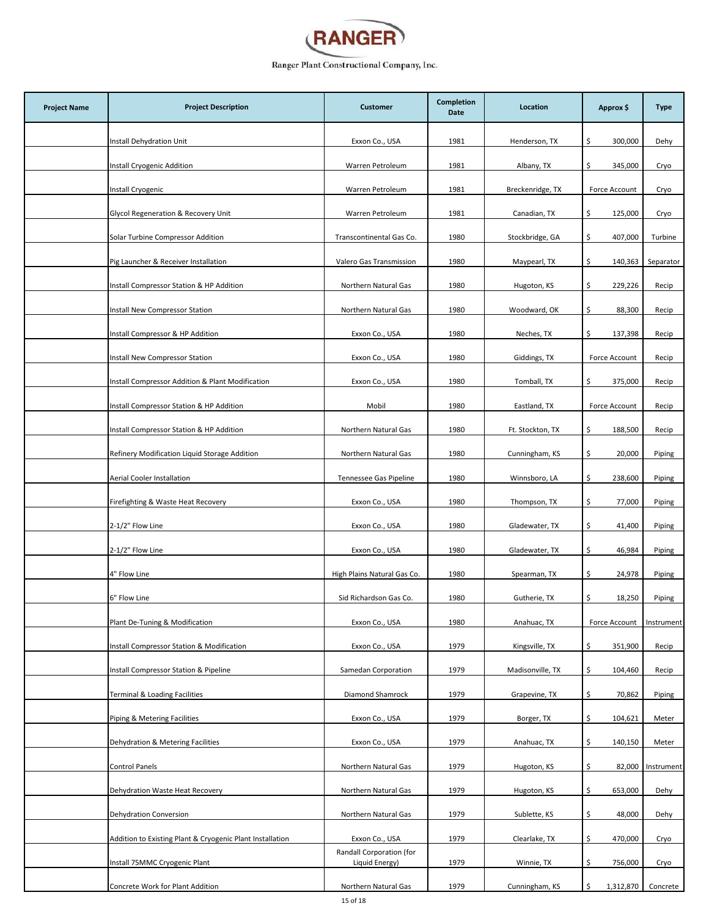# RANGER

Ranger Plant Constructional Company, Inc.

| Project Name | Project Description | Customer | Completion Date | Location | Approx $ | Type |
|---|---|---|---|---|---|---|
| | Install Dehydration Unit | Exxon Co., USA | 1981 | Henderson, TX | $ 300,000 | Dehy |
| | Install Cryogenic Addition | Warren Petroleum | 1981 | Albany, TX | $ 345,000 | Cryo |
| | Install Cryogenic | Warren Petroleum | 1981 | Breckenridge, TX | Force Account | Cryo |
| | Glycol Regeneration & Recovery Unit | Warren Petroleum | 1981 | Canadian, TX | $ 125,000 | Cryo |
| | Solar Turbine Compressor Addition | Transcontinental Gas Co. | 1980 | Stockbridge, GA | $ 407,000 | Turbine |
| | Pig Launcher & Receiver Installation | Valero Gas Transmission | 1980 | Maypearl, TX | $ 140,363 | Separator |
| | Install Compressor Station & HP Addition | Northern Natural Gas | 1980 | Hugoton, KS | $ 229,226 | Recip |
| | Install New Compressor Station | Northern Natural Gas | 1980 | Woodward, OK | $ 88,300 | Recip |
| | Install Compressor & HP Addition | Exxon Co., USA | 1980 | Neches, TX | $ 137,398 | Recip |
| | Install New Compressor Station | Exxon Co., USA | 1980 | Giddings, TX | Force Account | Recip |
| | Install Compressor Addition & Plant Modification | Exxon Co., USA | 1980 | Tomball, TX | $ 375,000 | Recip |
| | Install Compressor Station & HP Addition | Mobil | 1980 | Eastland, TX | Force Account | Recip |
| | Install Compressor Station & HP Addition | Northern Natural Gas | 1980 | Ft. Stockton, TX | $ 188,500 | Recip |
| | Refinery Modification Liquid Storage Addition | Northern Natural Gas | 1980 | Cunningham, KS | $ 20,000 | Piping |
| | Aerial Cooler Installation | Tennessee Gas Pipeline | 1980 | Winnsboro, LA | $ 238,600 | Piping |
| | Firefighting & Waste Heat Recovery | Exxon Co., USA | 1980 | Thompson, TX | $ 77,000 | Piping |
| | 2-1/2" Flow Line | Exxon Co., USA | 1980 | Gladewater, TX | $ 41,400 | Piping |
| | 2-1/2" Flow Line | Exxon Co., USA | 1980 | Gladewater, TX | $ 46,984 | Piping |
| | 4" Flow Line | High Plains Natural Gas Co. | 1980 | Spearman, TX | $ 24,978 | Piping |
| | 6" Flow Line | Sid Richardson Gas Co. | 1980 | Gutherie, TX | $ 18,250 | Piping |
| | Plant De-Tuning & Modification | Exxon Co., USA | 1980 | Anahuac, TX | Force Account | Instrument |
| | Install Compressor Station & Modification | Exxon Co., USA | 1979 | Kingsville, TX | $ 351,900 | Recip |
| | Install Compressor Station & Pipeline | Samedan Corporation | 1979 | Madisonville, TX | $ 104,460 | Recip |
| | Terminal & Loading Facilities | Diamond Shamrock | 1979 | Grapevine, TX | $ 70,862 | Piping |
| | Piping & Metering Facilities | Exxon Co., USA | 1979 | Borger, TX | $ 104,621 | Meter |
| | Dehydration & Metering Facilities | Exxon Co., USA | 1979 | Anahuac, TX | $ 140,150 | Meter |
| | Control Panels | Northern Natural Gas | 1979 | Hugoton, KS | $ 82,000 | Instrument |
| | Dehydration Waste Heat Recovery | Northern Natural Gas | 1979 | Hugoton, KS | $ 653,000 | Dehy |
| | Dehydration Conversion | Northern Natural Gas | 1979 | Sublette, KS | $ 48,000 | Dehy |
| | Addition to Existing Plant & Cryogenic Plant Installation | Exxon Co., USA | 1979 | Clearlake, TX | $ 470,000 | Cryo |
| | Install 75MMC Cryogenic Plant | Randall Corporation (for Liquid Energy) | 1979 | Winnie, TX | $ 756,000 | Cryo |
| | Concrete Work for Plant Addition | Northern Natural Gas | 1979 | Cunningham, KS | $ 1,312,870 | Concrete |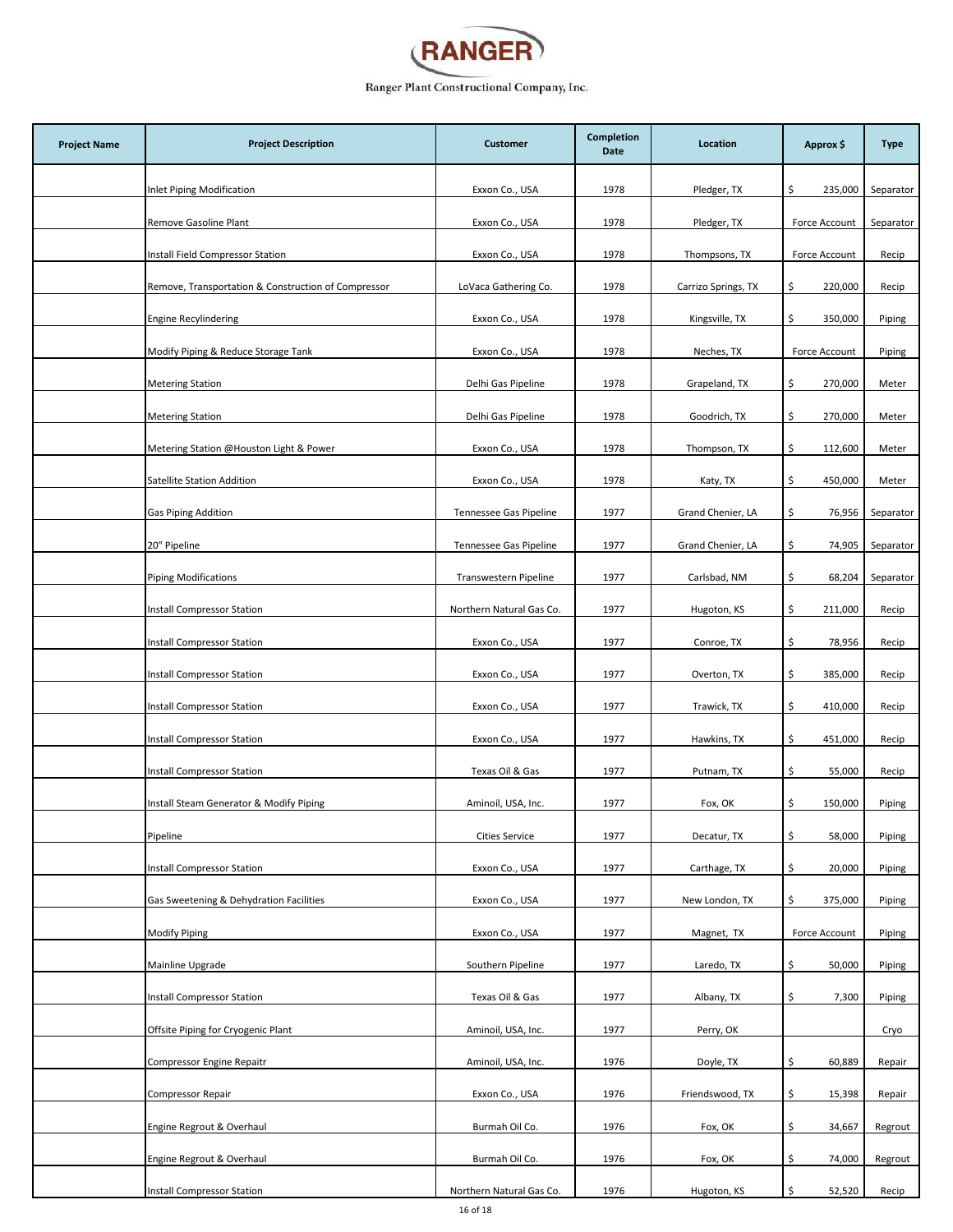# RANGER

Ranger Plant Constructional Company, Inc.

| Project Name | Project Description | Customer | Completion Date | Location | Approx $ | Type |
|---|---|---|---|---|---|---|
| | Inlet Piping Modification | Exxon Co., USA | 1978 | Pledger, TX | $ 235,000 | Separator |
| | Remove Gasoline Plant | Exxon Co., USA | 1978 | Pledger, TX | Force Account | Separator |
| | Install Field Compressor Station | Exxon Co., USA | 1978 | Thompsons, TX | Force Account | Recip |
| | Remove, Transportation & Construction of Compressor | LoVaca Gathering Co. | 1978 | Carrizo Springs, TX | $ 220,000 | Recip |
| | Engine Recylindering | Exxon Co., USA | 1978 | Kingsville, TX | $ 350,000 | Piping |
| | Modify Piping & Reduce Storage Tank | Exxon Co., USA | 1978 | Neches, TX | Force Account | Piping |
| | Metering Station | Delhi Gas Pipeline | 1978 | Grapeland, TX | $ 270,000 | Meter |
| | Metering Station | Delhi Gas Pipeline | 1978 | Goodrich, TX | $ 270,000 | Meter |
| | Metering Station @Houston Light & Power | Exxon Co., USA | 1978 | Thompson, TX | $ 112,600 | Meter |
| | Satellite Station Addition | Exxon Co., USA | 1978 | Katy, TX | $ 450,000 | Meter |
| | Gas Piping Addition | Tennessee Gas Pipeline | 1977 | Grand Chenier, LA | $ 76,956 | Separator |
| | 20" Pipeline | Tennessee Gas Pipeline | 1977 | Grand Chenier, LA | $ 74,905 | Separator |
| | Piping Modifications | Transwestern Pipeline | 1977 | Carlsbad, NM | $ 68,204 | Separator |
| | Install Compressor Station | Northern Natural Gas Co. | 1977 | Hugoton, KS | $ 211,000 | Recip |
| | Install Compressor Station | Exxon Co., USA | 1977 | Conroe, TX | $ 78,956 | Recip |
| | Install Compressor Station | Exxon Co., USA | 1977 | Overton, TX | $ 385,000 | Recip |
| | Install Compressor Station | Exxon Co., USA | 1977 | Trawick, TX | $ 410,000 | Recip |
| | Install Compressor Station | Exxon Co., USA | 1977 | Hawkins, TX | $ 451,000 | Recip |
| | Install Compressor Station | Texas Oil & Gas | 1977 | Putnam, TX | $ 55,000 | Recip |
| | Install Steam Generator & Modify Piping | Aminoil, USA, Inc. | 1977 | Fox, OK | $ 150,000 | Piping |
| | Pipeline | Cities Service | 1977 | Decatur, TX | $ 58,000 | Piping |
| | Install Compressor Station | Exxon Co., USA | 1977 | Carthage, TX | $ 20,000 | Piping |
| | Gas Sweetening & Dehydration Facilities | Exxon Co., USA | 1977 | New London, TX | $ 375,000 | Piping |
| | Modify Piping | Exxon Co., USA | 1977 | Magnet, TX | Force Account | Piping |
| | Mainline Upgrade | Southern Pipeline | 1977 | Laredo, TX | $ 50,000 | Piping |
| | Install Compressor Station | Texas Oil & Gas | 1977 | Albany, TX | $ 7,300 | Piping |
| | Offsite Piping for Cryogenic Plant | Aminoil, USA, Inc. | 1977 | Perry, OK | | Cryo |
| | Compressor Engine Repaitr | Aminoil, USA, Inc. | 1976 | Doyle, TX | $ 60,889 | Repair |
| | Compressor Repair | Exxon Co., USA | 1976 | Friendswood, TX | $ 15,398 | Repair |
| | Engine Regrout & Overhaul | Burmah Oil Co. | 1976 | Fox, OK | $ 34,667 | Regrout |
| | Engine Regrout & Overhaul | Burmah Oil Co. | 1976 | Fox, OK | $ 74,000 | Regrout |
| | Install Compressor Station | Northern Natural Gas Co. | 1976 | Hugoton, KS | $ 52,520 | Recip |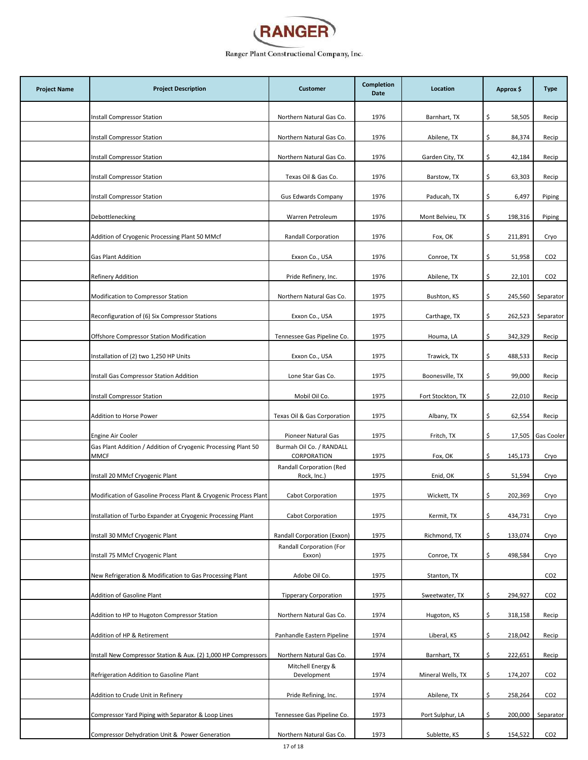# RANGER

Ranger Plant Constructional Company, Inc.

| Project Name | Project Description | Customer | Completion Date | Location | Approx $ | Type |
|---|---|---|---|---|---|---|
| | Install Compressor Station | Northern Natural Gas Co. | 1976 | Barnhart, TX | $ 58,505 | Recip |
| | Install Compressor Station | Northern Natural Gas Co. | 1976 | Abilene, TX | $ 84,374 | Recip |
| | Install Compressor Station | Northern Natural Gas Co. | 1976 | Garden City, TX | $ 42,184 | Recip |
| | Install Compressor Station | Texas Oil & Gas Co. | 1976 | Barstow, TX | $ 63,303 | Recip |
| | Install Compressor Station | Gus Edwards Company | 1976 | Paducah, TX | $ 6,497 | Piping |
| | Debottlenecking | Warren Petroleum | 1976 | Mont Belvieu, TX | $ 198,316 | Piping |
| | Addition of Cryogenic Processing Plant 50 MMcf | Randall Corporation | 1976 | Fox, OK | $ 211,891 | Cryo |
| | Gas Plant Addition | Exxon Co., USA | 1976 | Conroe, TX | $ 51,958 | CO2 |
| | Refinery Addition | Pride Refinery, Inc. | 1976 | Abilene, TX | $ 22,101 | CO2 |
| | Modification to Compressor Station | Northern Natural Gas Co. | 1975 | Bushton, KS | $ 245,560 | Separator |
| | Reconfiguration of (6) Six Compressor Stations | Exxon Co., USA | 1975 | Carthage, TX | $ 262,523 | Separator |
| | Offshore Compressor Station Modification | Tennessee Gas Pipeline Co. | 1975 | Houma, LA | $ 342,329 | Recip |
| | Installation of (2) two 1,250 HP Units | Exxon Co., USA | 1975 | Trawick, TX | $ 488,533 | Recip |
| | Install Gas Compressor Station Addition | Lone Star Gas Co. | 1975 | Boonesville, TX | $ 99,000 | Recip |
| | Install Compressor Station | Mobil Oil Co. | 1975 | Fort Stockton, TX | $ 22,010 | Recip |
| | Addition to Horse Power | Texas Oil & Gas Corporation | 1975 | Albany, TX | $ 62,554 | Recip |
| | Engine Air Cooler | Pioneer Natural Gas | 1975 | Fritch, TX | $ 17,505 | Gas Cooler |
| | Gas Plant Addition / Addition of Cryogenic Processing Plant 50 MMCF | Burmah Oil Co. / RANDALL CORPORATION | 1975 | Fox, OK | $ 145,173 | Cryo |
| | Install 20 MMcf Cryogenic Plant | Randall Corporation (Red Rock, Inc.) | 1975 | Enid, OK | $ 51,594 | Cryo |
| | Modification of Gasoline Process Plant & Cryogenic Process Plant | Cabot Corporation | 1975 | Wickett, TX | $ 202,369 | Cryo |
| | Installation of Turbo Expander at Cryogenic Processing Plant | Cabot Corporation | 1975 | Kermit, TX | $ 434,731 | Cryo |
| | Install 30 MMcf Cryogenic Plant | Randall Corporation (Exxon) | 1975 | Richmond, TX | $ 133,074 | Cryo |
| | Install 75 MMcf Cryogenic Plant | Randall Corporation (For Exxon) | 1975 | Conroe, TX | $ 498,584 | Cryo |
| | New Refrigeration & Modification to Gas Processing Plant | Adobe Oil Co. | 1975 | Stanton, TX | | CO2 |
| | Addition of Gasoline Plant | Tipperary Corporation | 1975 | Sweetwater, TX | $ 294,927 | CO2 |
| | Addition to HP to Hugoton Compressor Station | Northern Natural Gas Co. | 1974 | Hugoton, KS | $ 318,158 | Recip |
| | Addition of HP & Retirement | Panhandle Eastern Pipeline | 1974 | Liberal, KS | $ 218,042 | Recip |
| | Install New Compressor Station & Aux. (2) 1,000 HP Compressors | Northern Natural Gas Co. | 1974 | Barnhart, TX | $ 222,651 | Recip |
| | Refrigeration Addition to Gasoline Plant | Mitchell Energy & Development | 1974 | Mineral Wells, TX | $ 174,207 | CO2 |
| | Addition to Crude Unit in Refinery | Pride Refining, Inc. | 1974 | Abilene, TX | $ 258,264 | CO2 |
| | Compressor Yard Piping with Separator & Loop Lines | Tennessee Gas Pipeline Co. | 1973 | Port Sulphur, LA | $ 200,000 | Separator |
| | Compressor Dehydration Unit & Power Generation | Northern Natural Gas Co. | 1973 | Sublette, KS | $ 154,522 | CO2 |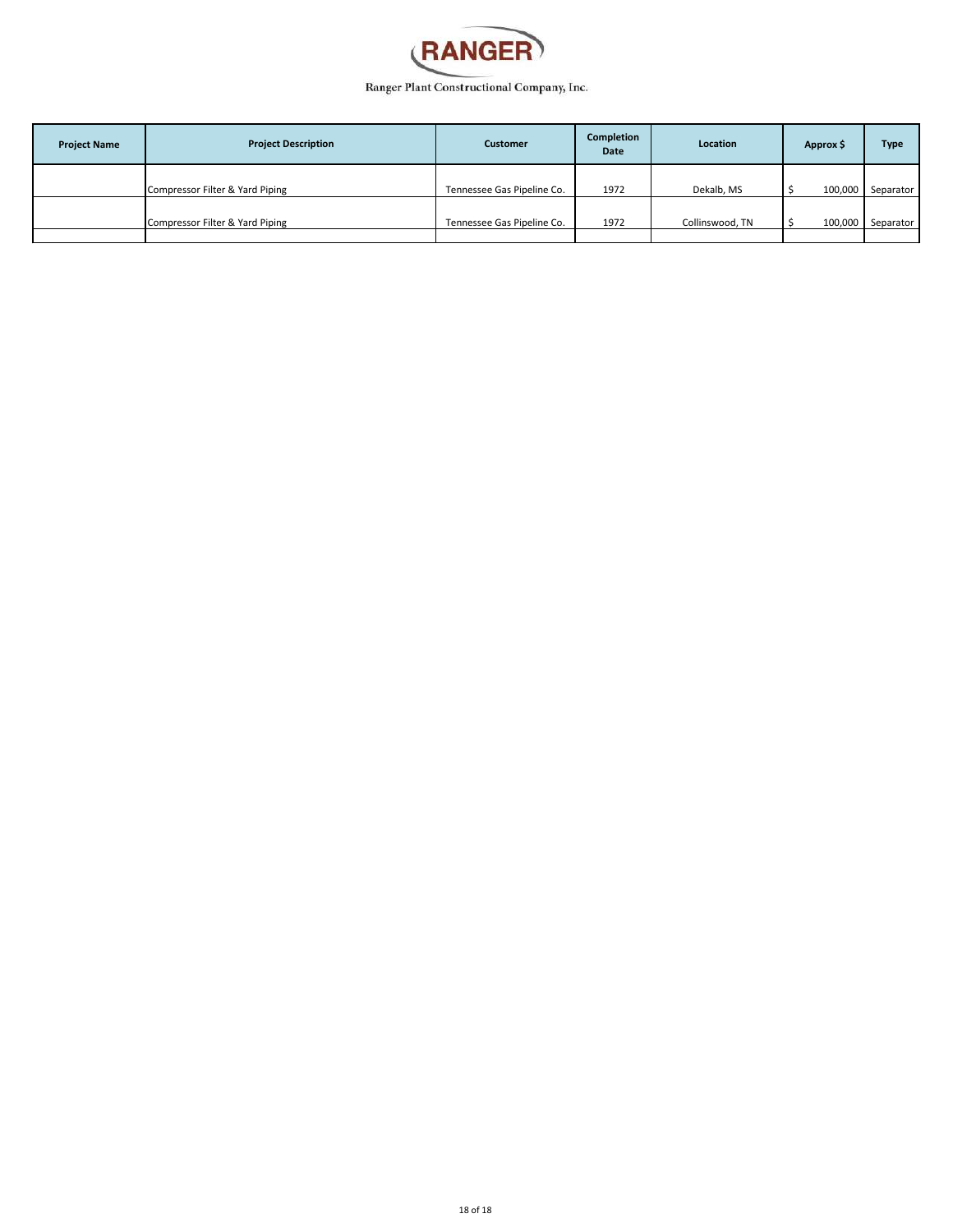RANGER

Ranger Plant Constructional Company, Inc.

| Project Name | Project Description | Customer | Completion Date | Location | Approx $ | Type |
|---|---|---|---|---|---|---|
| | Compressor Filter & Yard Piping | Tennessee Gas Pipeline Co. | 1972 | Dekalb, MS | $ 100,000 | Separator |
| | Compressor Filter & Yard Piping | Tennessee Gas Pipeline Co. | 1972 | Collinswood, TN | $ 100,000 | Separator |
| | | | | | | |